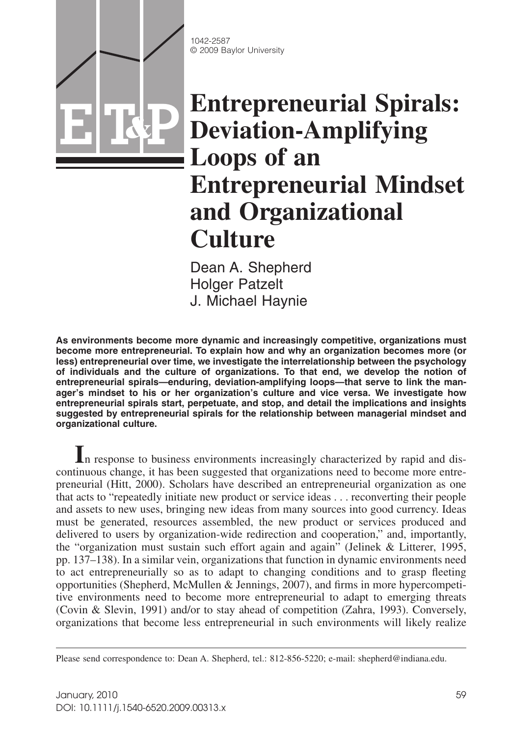1042-2587
© 2009 Baylor University

# Entrepreneurial Spirals: Deviation-Amplifying Loops of an Entrepreneurial Mindset and Organizational Culture

Dean A. Shepherd
Holger Patzelt
J. Michael Haynie

**As environments become more dynamic and increasingly competitive, organizations must become more entrepreneurial. To explain how and why an organization becomes more (or less) entrepreneurial over time, we investigate the interrelationship between the psychology of individuals and the culture of organizations. To that end, we develop the notion of entrepreneurial spirals—enduring, deviation-amplifying loops—that serve to link the manager's mindset to his or her organization's culture and vice versa. We investigate how entrepreneurial spirals start, perpetuate, and stop, and detail the implications and insights suggested by entrepreneurial spirals for the relationship between managerial mindset and organizational culture.**

In response to business environments increasingly characterized by rapid and discontinuous change, it has been suggested that organizations need to become more entrepreneurial (Hitt, 2000). Scholars have described an entrepreneurial organization as one that acts to "repeatedly initiate new product or service ideas . . . reconverting their people and assets to new uses, bringing new ideas from many sources into good currency. Ideas must be generated, resources assembled, the new product or services produced and delivered to users by organization-wide redirection and cooperation," and, importantly, the "organization must sustain such effort again and again" (Jelinek & Litterer, 1995, pp. 137–138). In a similar vein, organizations that function in dynamic environments need to act entrepreneurially so as to adapt to changing conditions and to grasp fleeting opportunities (Shepherd, McMullen & Jennings, 2007), and firms in more hypercompetitive environments need to become more entrepreneurial to adapt to emerging threats (Covin & Slevin, 1991) and/or to stay ahead of competition (Zahra, 1993). Conversely, organizations that become less entrepreneurial in such environments will likely realize

Please send correspondence to: Dean A. Shepherd, tel.: 812-856-5220; e-mail: shepherd@indiana.edu.

DOI: 10.1111/j.1540-6520.2009.00313.x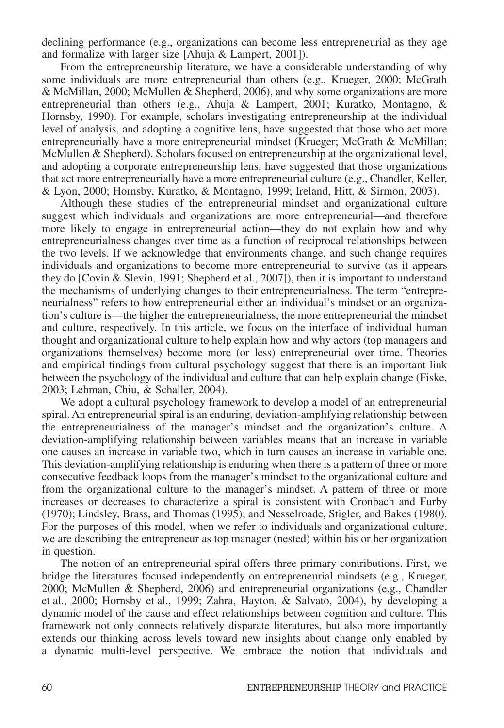declining performance (e.g., organizations can become less entrepreneurial as they age and formalize with larger size [Ahuja & Lampert, 2001]).

From the entrepreneurship literature, we have a considerable understanding of why some individuals are more entrepreneurial than others (e.g., Krueger, 2000; McGrath & McMillan, 2000; McMullen & Shepherd, 2006), and why some organizations are more entrepreneurial than others (e.g., Ahuja & Lampert, 2001; Kuratko, Montagno, & Hornsby, 1990). For example, scholars investigating entrepreneurship at the individual level of analysis, and adopting a cognitive lens, have suggested that those who act more entrepreneurially have a more entrepreneurial mindset (Krueger; McGrath & McMillan; McMullen & Shepherd). Scholars focused on entrepreneurship at the organizational level, and adopting a corporate entrepreneurship lens, have suggested that those organizations that act more entrepreneurially have a more entrepreneurial culture (e.g., Chandler, Keller, & Lyon, 2000; Hornsby, Kuratko, & Montagno, 1999; Ireland, Hitt, & Sirmon, 2003).

Although these studies of the entrepreneurial mindset and organizational culture suggest which individuals and organizations are more entrepreneurial—and therefore more likely to engage in entrepreneurial action—they do not explain how and why entrepreneurialness changes over time as a function of reciprocal relationships between the two levels. If we acknowledge that environments change, and such change requires individuals and organizations to become more entrepreneurial to survive (as it appears they do [Covin & Slevin, 1991; Shepherd et al., 2007]), then it is important to understand the mechanisms of underlying changes to their entrepreneurialness. The term "entrepreneurialness" refers to how entrepreneurial either an individual's mindset or an organization's culture is—the higher the entrepreneurialness, the more entrepreneurial the mindset and culture, respectively. In this article, we focus on the interface of individual human thought and organizational culture to help explain how and why actors (top managers and organizations themselves) become more (or less) entrepreneurial over time. Theories and empirical findings from cultural psychology suggest that there is an important link between the psychology of the individual and culture that can help explain change (Fiske, 2003; Lehman, Chiu, & Schaller, 2004).

We adopt a cultural psychology framework to develop a model of an entrepreneurial spiral. An entrepreneurial spiral is an enduring, deviation-amplifying relationship between the entrepreneurialness of the manager's mindset and the organization's culture. A deviation-amplifying relationship between variables means that an increase in variable one causes an increase in variable two, which in turn causes an increase in variable one. This deviation-amplifying relationship is enduring when there is a pattern of three or more consecutive feedback loops from the manager's mindset to the organizational culture and from the organizational culture to the manager's mindset. A pattern of three or more increases or decreases to characterize a spiral is consistent with Cronbach and Furby (1970); Lindsley, Brass, and Thomas (1995); and Nesselroade, Stigler, and Bakes (1980). For the purposes of this model, when we refer to individuals and organizational culture, we are describing the entrepreneur as top manager (nested) within his or her organization in question.

The notion of an entrepreneurial spiral offers three primary contributions. First, we bridge the literatures focused independently on entrepreneurial mindsets (e.g., Krueger, 2000; McMullen & Shepherd, 2006) and entrepreneurial organizations (e.g., Chandler et al., 2000; Hornsby et al., 1999; Zahra, Hayton, & Salvato, 2004), by developing a dynamic model of the cause and effect relationships between cognition and culture. This framework not only connects relatively disparate literatures, but also more importantly extends our thinking across levels toward new insights about change only enabled by a dynamic multi-level perspective. We embrace the notion that individuals and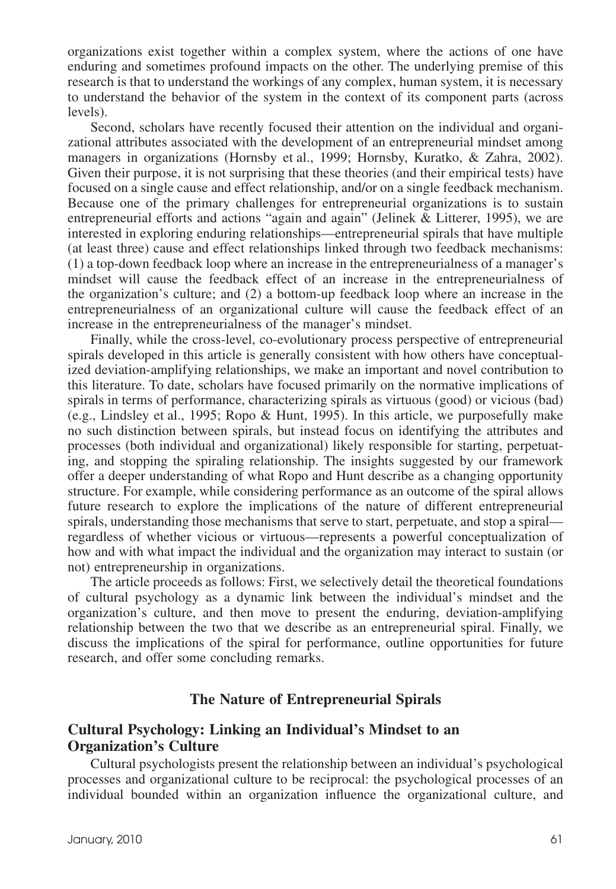organizations exist together within a complex system, where the actions of one have enduring and sometimes profound impacts on the other. The underlying premise of this research is that to understand the workings of any complex, human system, it is necessary to understand the behavior of the system in the context of its component parts (across levels).

Second, scholars have recently focused their attention on the individual and organizational attributes associated with the development of an entrepreneurial mindset among managers in organizations (Hornsby et al., 1999; Hornsby, Kuratko, & Zahra, 2002). Given their purpose, it is not surprising that these theories (and their empirical tests) have focused on a single cause and effect relationship, and/or on a single feedback mechanism. Because one of the primary challenges for entrepreneurial organizations is to sustain entrepreneurial efforts and actions "again and again" (Jelinek & Litterer, 1995), we are interested in exploring enduring relationships—entrepreneurial spirals that have multiple (at least three) cause and effect relationships linked through two feedback mechanisms: (1) a top-down feedback loop where an increase in the entrepreneurialness of a manager's mindset will cause the feedback effect of an increase in the entrepreneurialness of the organization's culture; and (2) a bottom-up feedback loop where an increase in the entrepreneurialness of an organizational culture will cause the feedback effect of an increase in the entrepreneurialness of the manager's mindset.

Finally, while the cross-level, co-evolutionary process perspective of entrepreneurial spirals developed in this article is generally consistent with how others have conceptualized deviation-amplifying relationships, we make an important and novel contribution to this literature. To date, scholars have focused primarily on the normative implications of spirals in terms of performance, characterizing spirals as virtuous (good) or vicious (bad) (e.g., Lindsley et al., 1995; Ropo & Hunt, 1995). In this article, we purposefully make no such distinction between spirals, but instead focus on identifying the attributes and processes (both individual and organizational) likely responsible for starting, perpetuating, and stopping the spiraling relationship. The insights suggested by our framework offer a deeper understanding of what Ropo and Hunt describe as a changing opportunity structure. For example, while considering performance as an outcome of the spiral allows future research to explore the implications of the nature of different entrepreneurial spirals, understanding those mechanisms that serve to start, perpetuate, and stop a spiral—regardless of whether vicious or virtuous—represents a powerful conceptualization of how and with what impact the individual and the organization may interact to sustain (or not) entrepreneurship in organizations.

The article proceeds as follows: First, we selectively detail the theoretical foundations of cultural psychology as a dynamic link between the individual's mindset and the organization's culture, and then move to present the enduring, deviation-amplifying relationship between the two that we describe as an entrepreneurial spiral. Finally, we discuss the implications of the spiral for performance, outline opportunities for future research, and offer some concluding remarks.

## The Nature of Entrepreneurial Spirals

### Cultural Psychology: Linking an Individual's Mindset to an Organization's Culture

Cultural psychologists present the relationship between an individual's psychological processes and organizational culture to be reciprocal: the psychological processes of an individual bounded within an organization influence the organizational culture, and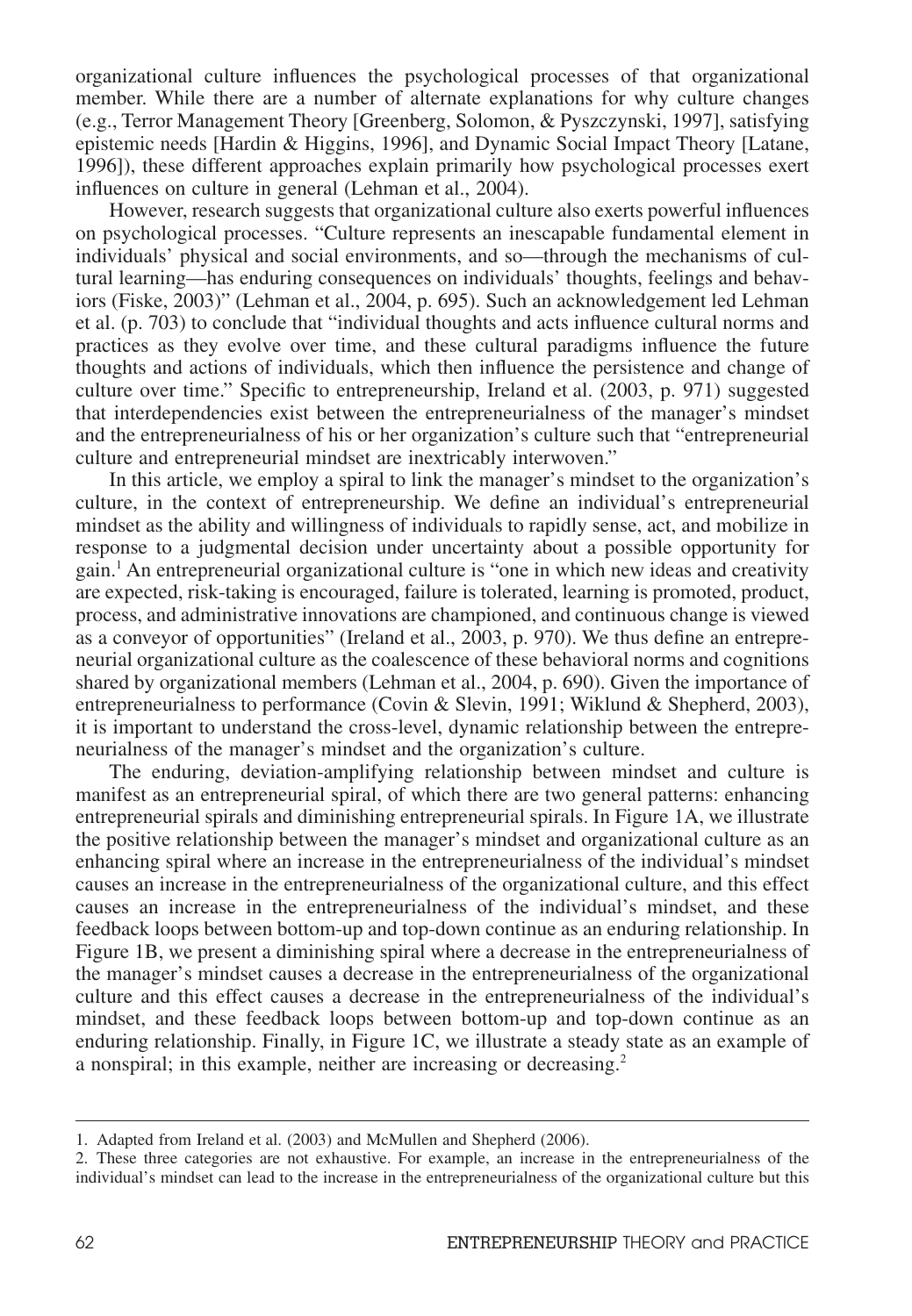organizational culture influences the psychological processes of that organizational member. While there are a number of alternate explanations for why culture changes (e.g., Terror Management Theory [Greenberg, Solomon, & Pyszczynski, 1997], satisfying epistemic needs [Hardin & Higgins, 1996], and Dynamic Social Impact Theory [Latane, 1996]), these different approaches explain primarily how psychological processes exert influences on culture in general (Lehman et al., 2004).

However, research suggests that organizational culture also exerts powerful influences on psychological processes. "Culture represents an inescapable fundamental element in individuals' physical and social environments, and so—through the mechanisms of cultural learning—has enduring consequences on individuals' thoughts, feelings and behaviors (Fiske, 2003)" (Lehman et al., 2004, p. 695). Such an acknowledgement led Lehman et al. (p. 703) to conclude that "individual thoughts and acts influence cultural norms and practices as they evolve over time, and these cultural paradigms influence the future thoughts and actions of individuals, which then influence the persistence and change of culture over time." Specific to entrepreneurship, Ireland et al. (2003, p. 971) suggested that interdependencies exist between the entrepreneurialness of the manager's mindset and the entrepreneurialness of his or her organization's culture such that "entrepreneurial culture and entrepreneurial mindset are inextricably interwoven."

In this article, we employ a spiral to link the manager's mindset to the organization's culture, in the context of entrepreneurship. We define an individual's entrepreneurial mindset as the ability and willingness of individuals to rapidly sense, act, and mobilize in response to a judgmental decision under uncertainty about a possible opportunity for gain.[1] An entrepreneurial organizational culture is "one in which new ideas and creativity are expected, risk-taking is encouraged, failure is tolerated, learning is promoted, product, process, and administrative innovations are championed, and continuous change is viewed as a conveyor of opportunities" (Ireland et al., 2003, p. 970). We thus define an entrepreneurial organizational culture as the coalescence of these behavioral norms and cognitions shared by organizational members (Lehman et al., 2004, p. 690). Given the importance of entrepreneurialness to performance (Covin & Slevin, 1991; Wiklund & Shepherd, 2003), it is important to understand the cross-level, dynamic relationship between the entrepreneurialness of the manager's mindset and the organization's culture.

The enduring, deviation-amplifying relationship between mindset and culture is manifest as an entrepreneurial spiral, of which there are two general patterns: enhancing entrepreneurial spirals and diminishing entrepreneurial spirals. In Figure 1A, we illustrate the positive relationship between the manager's mindset and organizational culture as an enhancing spiral where an increase in the entrepreneurialness of the individual's mindset causes an increase in the entrepreneurialness of the organizational culture, and this effect causes an increase in the entrepreneurialness of the individual's mindset, and these feedback loops between bottom-up and top-down continue as an enduring relationship. In Figure 1B, we present a diminishing spiral where a decrease in the entrepreneurialness of the manager's mindset causes a decrease in the entrepreneurialness of the organizational culture and this effect causes a decrease in the entrepreneurialness of the individual's mindset, and these feedback loops between bottom-up and top-down continue as an enduring relationship. Finally, in Figure 1C, we illustrate a steady state as an example of a nonspiral; in this example, neither are increasing or decreasing.[2]

---

1. Adapted from Ireland et al. (2003) and McMullen and Shepherd (2006).

2. These three categories are not exhaustive. For example, an increase in the entrepreneurialness of the individual's mindset can lead to the increase in the entrepreneurialness of the organizational culture but this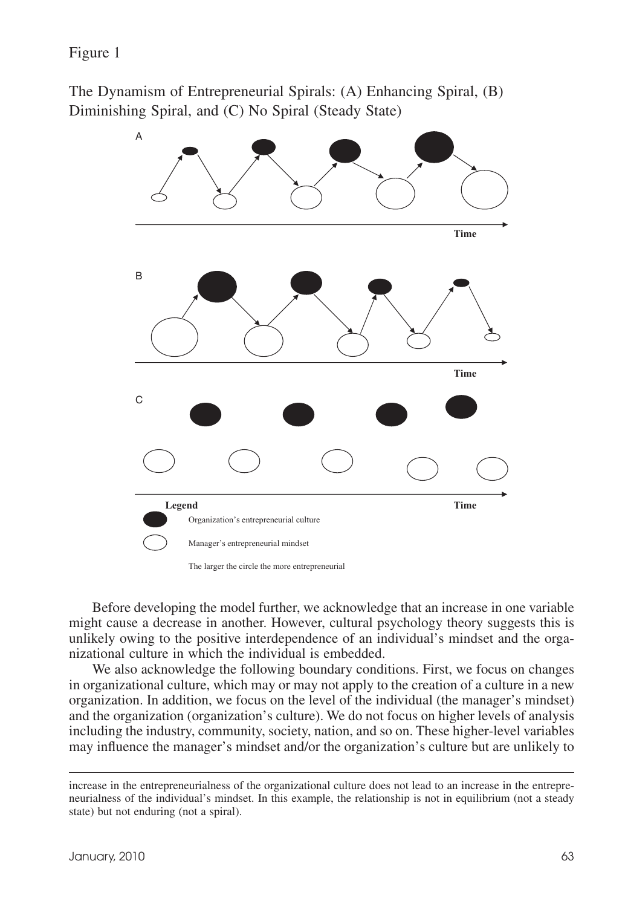Figure 1

The Dynamism of Entrepreneurial Spirals: (A) Enhancing Spiral, (B) Diminishing Spiral, and (C) No Spiral (Steady State)

Legend

Organization's entrepreneurial culture

Manager's entrepreneurial mindset

The larger the circle the more entrepreneurial

Before developing the model further, we acknowledge that an increase in one variable might cause a decrease in another. However, cultural psychology theory suggests this is unlikely owing to the positive interdependence of an individual's mindset and the organizational culture in which the individual is embedded.

We also acknowledge the following boundary conditions. First, we focus on changes in organizational culture, which may or may not apply to the creation of a culture in a new organization. In addition, we focus on the level of the individual (the manager's mindset) and the organization (organization's culture). We do not focus on higher levels of analysis including the industry, community, society, nation, and so on. These higher-level variables may influence the manager's mindset and/or the organization's culture but are unlikely to

---

increase in the entrepreneurialness of the organizational culture does not lead to an increase in the entrepreneurialness of the individual's mindset. In this example, the relationship is not in equilibrium (not a steady state) but not enduring (not a spiral).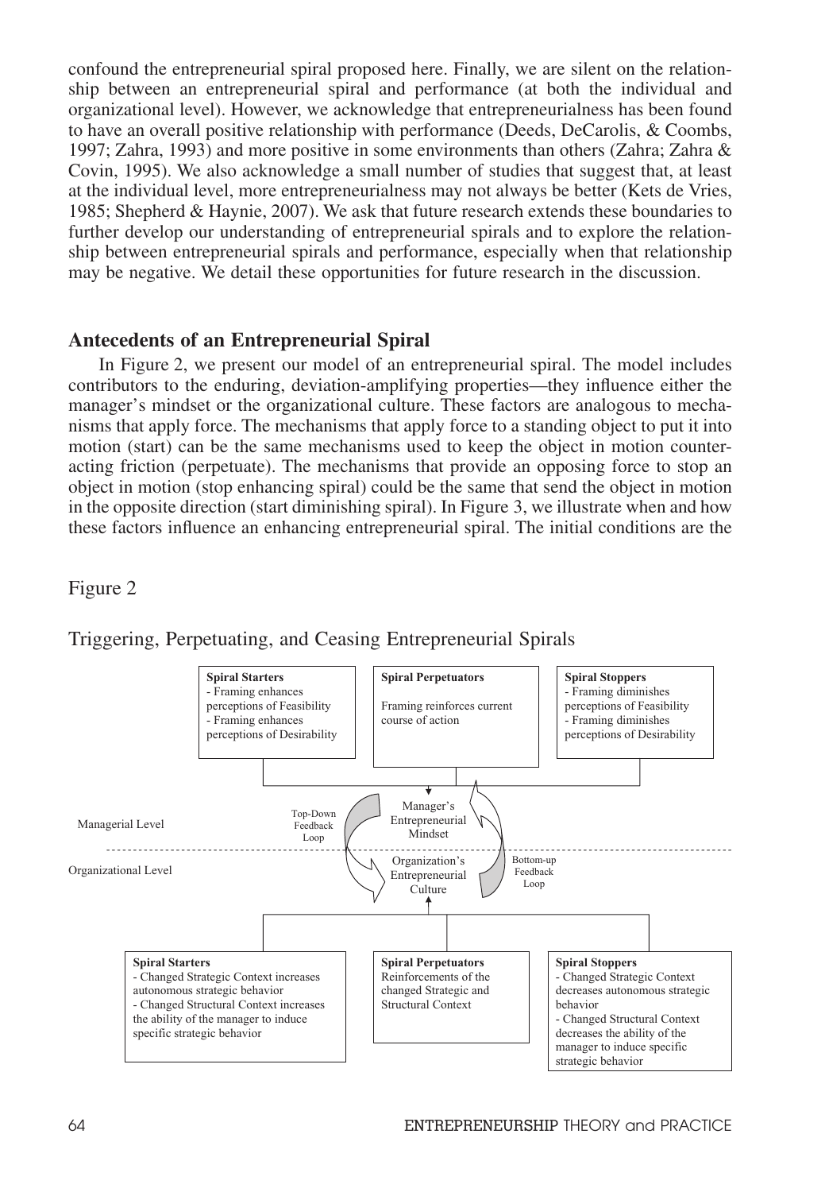confound the entrepreneurial spiral proposed here. Finally, we are silent on the relationship between an entrepreneurial spiral and performance (at both the individual and organizational level). However, we acknowledge that entrepreneurialness has been found to have an overall positive relationship with performance (Deeds, DeCarolis, & Coombs, 1997; Zahra, 1993) and more positive in some environments than others (Zahra; Zahra & Covin, 1995). We also acknowledge a small number of studies that suggest that, at least at the individual level, more entrepreneurialness may not always be better (Kets de Vries, 1985; Shepherd & Haynie, 2007). We ask that future research extends these boundaries to further develop our understanding of entrepreneurial spirals and to explore the relationship between entrepreneurial spirals and performance, especially when that relationship may be negative. We detail these opportunities for future research in the discussion.

## Antecedents of an Entrepreneurial Spiral

In Figure 2, we present our model of an entrepreneurial spiral. The model includes contributors to the enduring, deviation-amplifying properties—they influence either the manager's mindset or the organizational culture. These factors are analogous to mechanisms that apply force. The mechanisms that apply force to a standing object to put it into motion (start) can be the same mechanisms used to keep the object in motion counteracting friction (perpetuate). The mechanisms that provide an opposing force to stop an object in motion (stop enhancing spiral) could be the same that send the object in motion in the opposite direction (start diminishing spiral). In Figure 3, we illustrate when and how these factors influence an enhancing entrepreneurial spiral. The initial conditions are the

Figure 2

Triggering, Perpetuating, and Ceasing Entrepreneurial Spirals

**Managerial Level**

- **Spiral Starters**
  - Framing enhances perceptions of Feasibility
  - Framing enhances perceptions of Desirability
- **Spiral Perpetuators**
  - Framing reinforces current course of action
- **Spiral Stoppers**
  - Framing diminishes perceptions of Feasibility
  - Framing diminishes perceptions of Desirability

Manager's Entrepreneurial Mindset

Top-Down Feedback Loop

Bottom-up Feedback Loop

**Organizational Level**

Organization's Entrepreneurial Culture

- **Spiral Starters**
  - Changed Strategic Context increases autonomous strategic behavior
  - Changed Structural Context increases the ability of the manager to induce specific strategic behavior
- **Spiral Perpetuators**
  - Reinforcements of the changed Strategic and Structural Context
- **Spiral Stoppers**
  - Changed Strategic Context decreases autonomous strategic behavior
  - Changed Structural Context decreases the ability of the manager to induce specific strategic behavior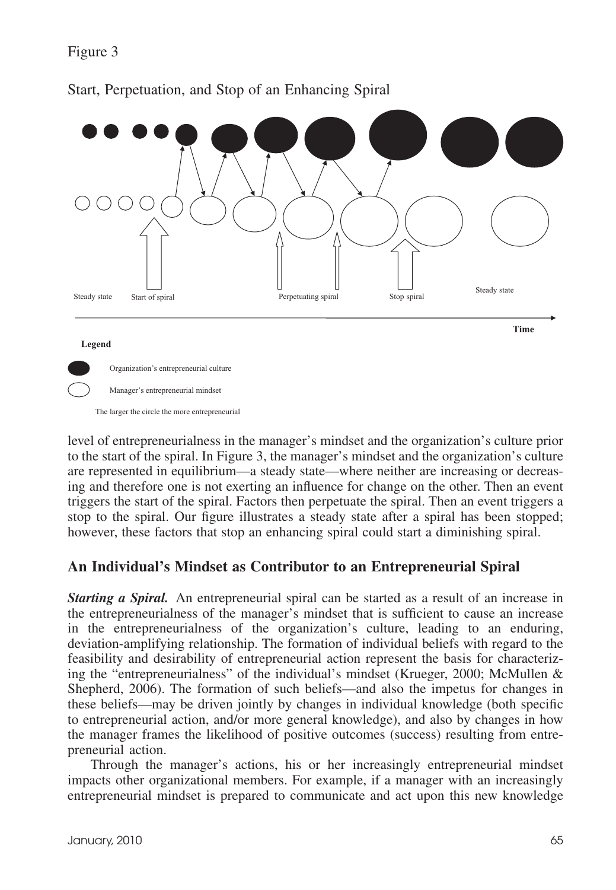Figure 3

Start, Perpetuation, and Stop of an Enhancing Spiral

Steady state | Start of spiral | Perpetuating spiral | Stop spiral | Steady state

Time

**Legend**

Organization's entrepreneurial culture

Manager's entrepreneurial mindset

The larger the circle the more entrepreneurial

level of entrepreneurialness in the manager's mindset and the organization's culture prior to the start of the spiral. In Figure 3, the manager's mindset and the organization's culture are represented in equilibrium—a steady state—where neither are increasing or decreasing and therefore one is not exerting an influence for change on the other. Then an event triggers the start of the spiral. Factors then perpetuate the spiral. Then an event triggers a stop to the spiral. Our figure illustrates a steady state after a spiral has been stopped; however, these factors that stop an enhancing spiral could start a diminishing spiral.

## An Individual's Mindset as Contributor to an Entrepreneurial Spiral

***Starting a Spiral.*** An entrepreneurial spiral can be started as a result of an increase in the entrepreneurialness of the manager's mindset that is sufficient to cause an increase in the entrepreneurialness of the organization's culture, leading to an enduring, deviation-amplifying relationship. The formation of individual beliefs with regard to the feasibility and desirability of entrepreneurial action represent the basis for characterizing the "entrepreneurialness" of the individual's mindset (Krueger, 2000; McMullen & Shepherd, 2006). The formation of such beliefs—and also the impetus for changes in these beliefs—may be driven jointly by changes in individual knowledge (both specific to entrepreneurial action, and/or more general knowledge), and also by changes in how the manager frames the likelihood of positive outcomes (success) resulting from entrepreneurial action.

Through the manager's actions, his or her increasingly entrepreneurial mindset impacts other organizational members. For example, if a manager with an increasingly entrepreneurial mindset is prepared to communicate and act upon this new knowledge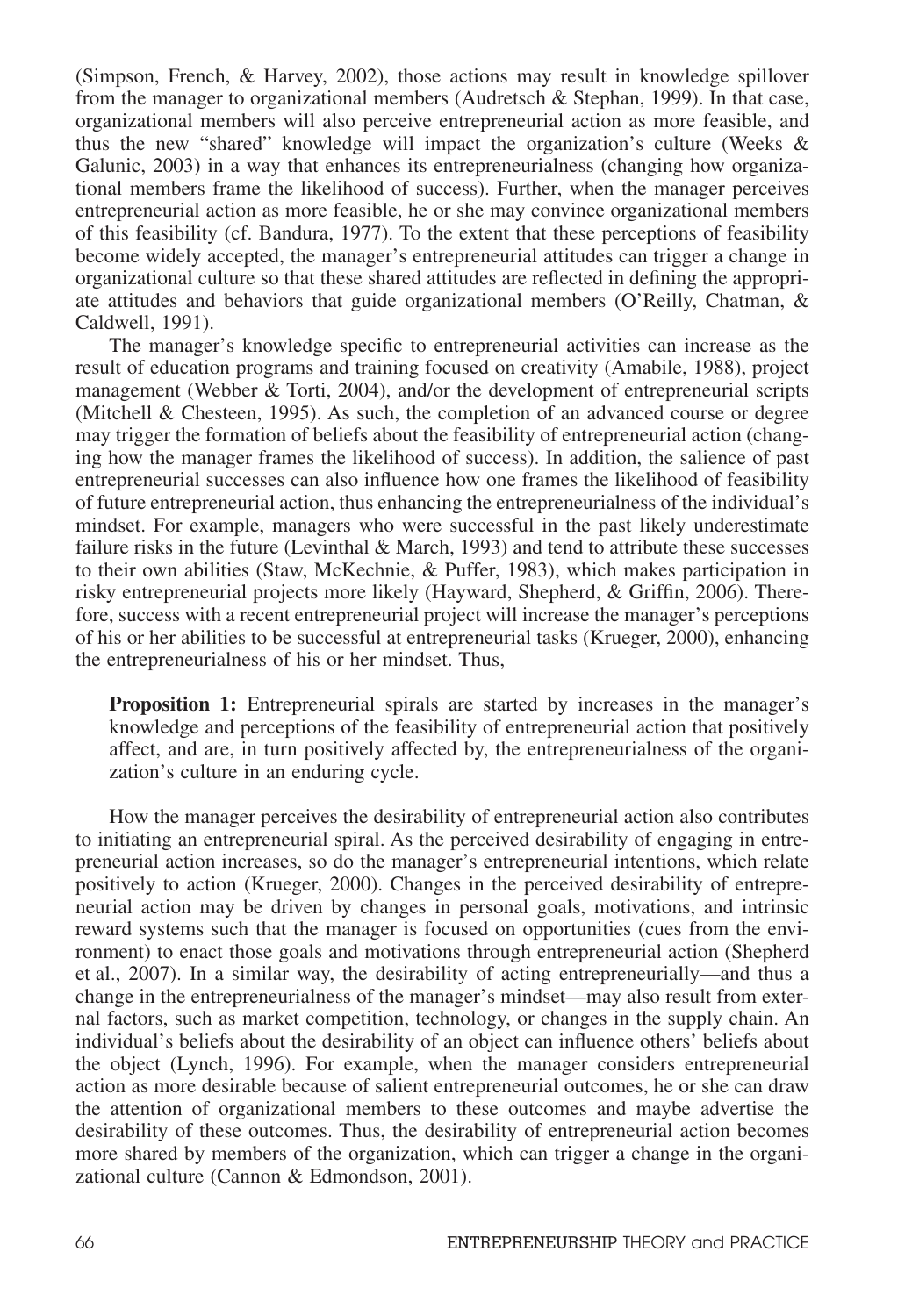(Simpson, French, & Harvey, 2002), those actions may result in knowledge spillover from the manager to organizational members (Audretsch & Stephan, 1999). In that case, organizational members will also perceive entrepreneurial action as more feasible, and thus the new "shared" knowledge will impact the organization's culture (Weeks & Galunic, 2003) in a way that enhances its entrepreneurialness (changing how organizational members frame the likelihood of success). Further, when the manager perceives entrepreneurial action as more feasible, he or she may convince organizational members of this feasibility (cf. Bandura, 1977). To the extent that these perceptions of feasibility become widely accepted, the manager's entrepreneurial attitudes can trigger a change in organizational culture so that these shared attitudes are reflected in defining the appropriate attitudes and behaviors that guide organizational members (O'Reilly, Chatman, & Caldwell, 1991).

The manager's knowledge specific to entrepreneurial activities can increase as the result of education programs and training focused on creativity (Amabile, 1988), project management (Webber & Torti, 2004), and/or the development of entrepreneurial scripts (Mitchell & Chesteen, 1995). As such, the completion of an advanced course or degree may trigger the formation of beliefs about the feasibility of entrepreneurial action (changing how the manager frames the likelihood of success). In addition, the salience of past entrepreneurial successes can also influence how one frames the likelihood of feasibility of future entrepreneurial action, thus enhancing the entrepreneurialness of the individual's mindset. For example, managers who were successful in the past likely underestimate failure risks in the future (Levinthal & March, 1993) and tend to attribute these successes to their own abilities (Staw, McKechnie, & Puffer, 1983), which makes participation in risky entrepreneurial projects more likely (Hayward, Shepherd, & Griffin, 2006). Therefore, success with a recent entrepreneurial project will increase the manager's perceptions of his or her abilities to be successful at entrepreneurial tasks (Krueger, 2000), enhancing the entrepreneurialness of his or her mindset. Thus,

> **Proposition 1:** Entrepreneurial spirals are started by increases in the manager's knowledge and perceptions of the feasibility of entrepreneurial action that positively affect, and are, in turn positively affected by, the entrepreneurialness of the organization's culture in an enduring cycle.

How the manager perceives the desirability of entrepreneurial action also contributes to initiating an entrepreneurial spiral. As the perceived desirability of engaging in entrepreneurial action increases, so do the manager's entrepreneurial intentions, which relate positively to action (Krueger, 2000). Changes in the perceived desirability of entrepreneurial action may be driven by changes in personal goals, motivations, and intrinsic reward systems such that the manager is focused on opportunities (cues from the environment) to enact those goals and motivations through entrepreneurial action (Shepherd et al., 2007). In a similar way, the desirability of acting entrepreneurially—and thus a change in the entrepreneurialness of the manager's mindset—may also result from external factors, such as market competition, technology, or changes in the supply chain. An individual's beliefs about the desirability of an object can influence others' beliefs about the object (Lynch, 1996). For example, when the manager considers entrepreneurial action as more desirable because of salient entrepreneurial outcomes, he or she can draw the attention of organizational members to these outcomes and maybe advertise the desirability of these outcomes. Thus, the desirability of entrepreneurial action becomes more shared by members of the organization, which can trigger a change in the organizational culture (Cannon & Edmondson, 2001).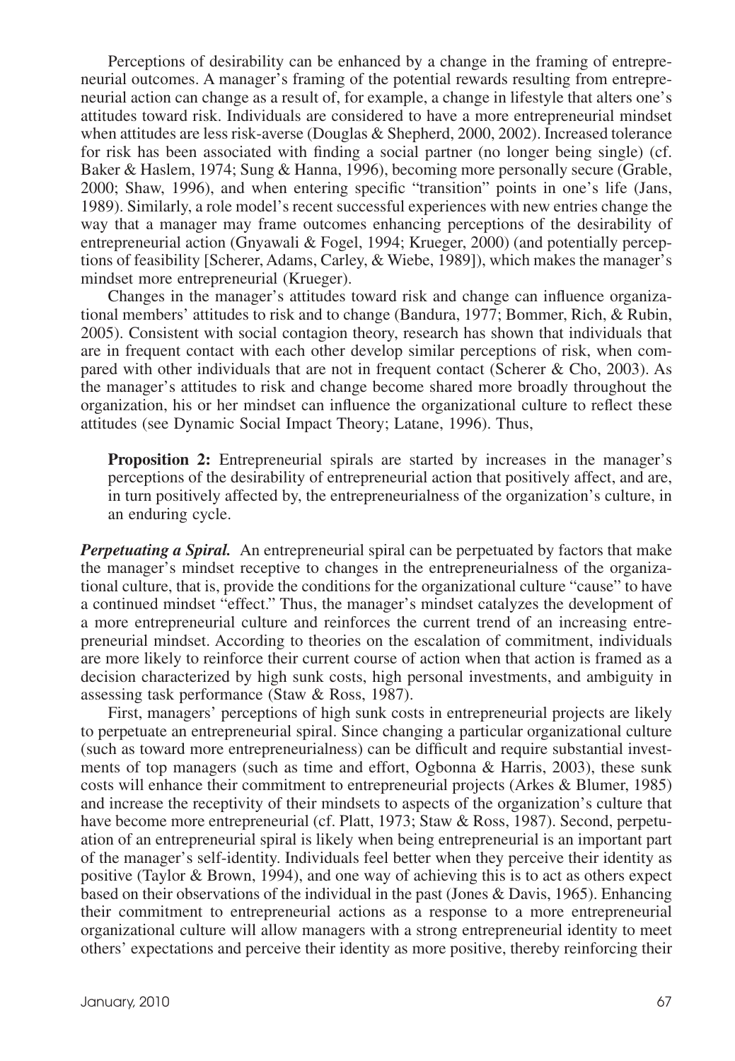Perceptions of desirability can be enhanced by a change in the framing of entrepreneurial outcomes. A manager's framing of the potential rewards resulting from entrepreneurial action can change as a result of, for example, a change in lifestyle that alters one's attitudes toward risk. Individuals are considered to have a more entrepreneurial mindset when attitudes are less risk-averse (Douglas & Shepherd, 2000, 2002). Increased tolerance for risk has been associated with finding a social partner (no longer being single) (cf. Baker & Haslem, 1974; Sung & Hanna, 1996), becoming more personally secure (Grable, 2000; Shaw, 1996), and when entering specific "transition" points in one's life (Jans, 1989). Similarly, a role model's recent successful experiences with new entries change the way that a manager may frame outcomes enhancing perceptions of the desirability of entrepreneurial action (Gnyawali & Fogel, 1994; Krueger, 2000) (and potentially perceptions of feasibility [Scherer, Adams, Carley, & Wiebe, 1989]), which makes the manager's mindset more entrepreneurial (Krueger).

Changes in the manager's attitudes toward risk and change can influence organizational members' attitudes to risk and to change (Bandura, 1977; Bommer, Rich, & Rubin, 2005). Consistent with social contagion theory, research has shown that individuals that are in frequent contact with each other develop similar perceptions of risk, when compared with other individuals that are not in frequent contact (Scherer & Cho, 2003). As the manager's attitudes to risk and change become shared more broadly throughout the organization, his or her mindset can influence the organizational culture to reflect these attitudes (see Dynamic Social Impact Theory; Latane, 1996). Thus,

> **Proposition 2:** Entrepreneurial spirals are started by increases in the manager's perceptions of the desirability of entrepreneurial action that positively affect, and are, in turn positively affected by, the entrepreneurialness of the organization's culture, in an enduring cycle.

***Perpetuating a Spiral.*** An entrepreneurial spiral can be perpetuated by factors that make the manager's mindset receptive to changes in the entrepreneurialness of the organizational culture, that is, provide the conditions for the organizational culture "cause" to have a continued mindset "effect." Thus, the manager's mindset catalyzes the development of a more entrepreneurial culture and reinforces the current trend of an increasing entrepreneurial mindset. According to theories on the escalation of commitment, individuals are more likely to reinforce their current course of action when that action is framed as a decision characterized by high sunk costs, high personal investments, and ambiguity in assessing task performance (Staw & Ross, 1987).

First, managers' perceptions of high sunk costs in entrepreneurial projects are likely to perpetuate an entrepreneurial spiral. Since changing a particular organizational culture (such as toward more entrepreneurialness) can be difficult and require substantial investments of top managers (such as time and effort, Ogbonna & Harris, 2003), these sunk costs will enhance their commitment to entrepreneurial projects (Arkes & Blumer, 1985) and increase the receptivity of their mindsets to aspects of the organization's culture that have become more entrepreneurial (cf. Platt, 1973; Staw & Ross, 1987). Second, perpetuation of an entrepreneurial spiral is likely when being entrepreneurial is an important part of the manager's self-identity. Individuals feel better when they perceive their identity as positive (Taylor & Brown, 1994), and one way of achieving this is to act as others expect based on their observations of the individual in the past (Jones & Davis, 1965). Enhancing their commitment to entrepreneurial actions as a response to a more entrepreneurial organizational culture will allow managers with a strong entrepreneurial identity to meet others' expectations and perceive their identity as more positive, thereby reinforcing their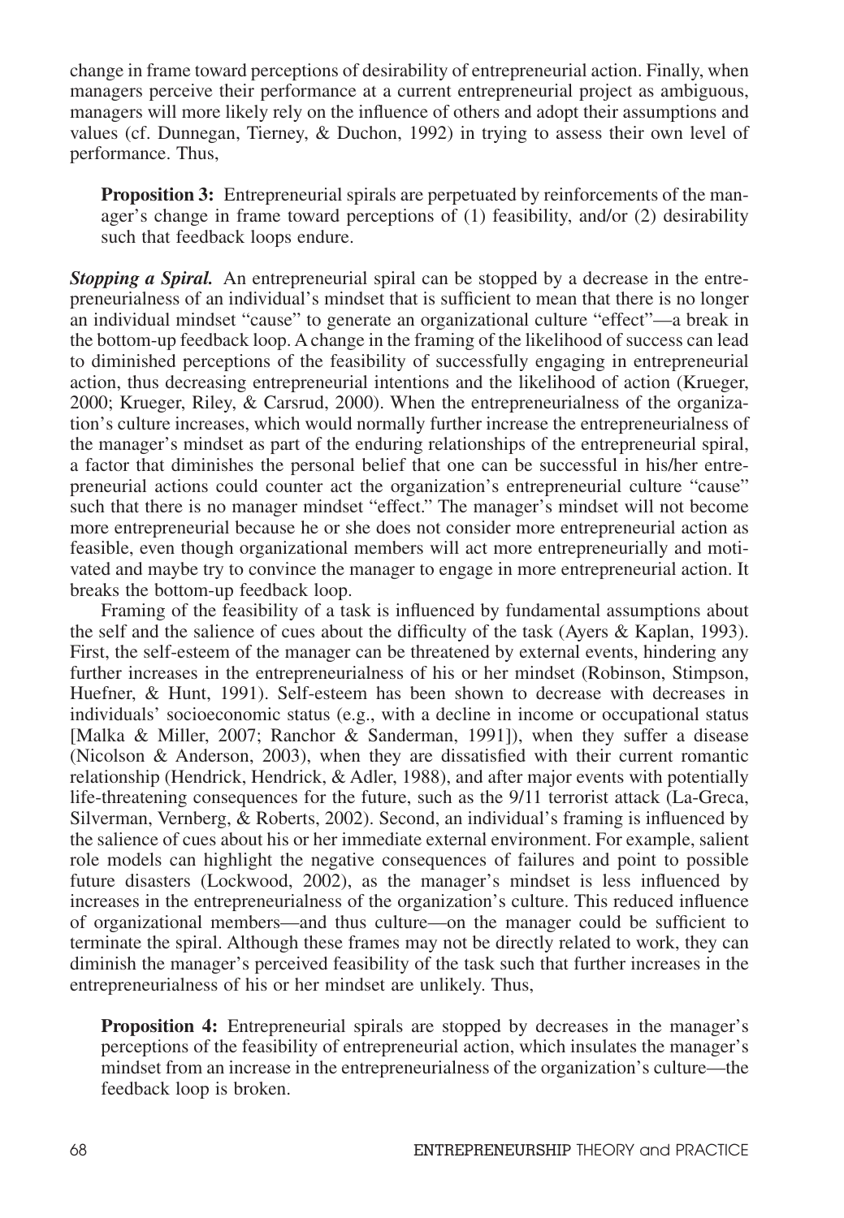change in frame toward perceptions of desirability of entrepreneurial action. Finally, when managers perceive their performance at a current entrepreneurial project as ambiguous, managers will more likely rely on the influence of others and adopt their assumptions and values (cf. Dunnegan, Tierney, & Duchon, 1992) in trying to assess their own level of performance. Thus,

> **Proposition 3:** Entrepreneurial spirals are perpetuated by reinforcements of the manager's change in frame toward perceptions of (1) feasibility, and/or (2) desirability such that feedback loops endure.

***Stopping a Spiral.*** An entrepreneurial spiral can be stopped by a decrease in the entrepreneurialness of an individual's mindset that is sufficient to mean that there is no longer an individual mindset "cause" to generate an organizational culture "effect"—a break in the bottom-up feedback loop. A change in the framing of the likelihood of success can lead to diminished perceptions of the feasibility of successfully engaging in entrepreneurial action, thus decreasing entrepreneurial intentions and the likelihood of action (Krueger, 2000; Krueger, Riley, & Carsrud, 2000). When the entrepreneurialness of the organization's culture increases, which would normally further increase the entrepreneurialness of the manager's mindset as part of the enduring relationships of the entrepreneurial spiral, a factor that diminishes the personal belief that one can be successful in his/her entrepreneurial actions could counter act the organization's entrepreneurial culture "cause" such that there is no manager mindset "effect." The manager's mindset will not become more entrepreneurial because he or she does not consider more entrepreneurial action as feasible, even though organizational members will act more entrepreneurially and motivated and maybe try to convince the manager to engage in more entrepreneurial action. It breaks the bottom-up feedback loop.

Framing of the feasibility of a task is influenced by fundamental assumptions about the self and the salience of cues about the difficulty of the task (Ayers & Kaplan, 1993). First, the self-esteem of the manager can be threatened by external events, hindering any further increases in the entrepreneurialness of his or her mindset (Robinson, Stimpson, Huefner, & Hunt, 1991). Self-esteem has been shown to decrease with decreases in individuals' socioeconomic status (e.g., with a decline in income or occupational status [Malka & Miller, 2007; Ranchor & Sanderman, 1991]), when they suffer a disease (Nicolson & Anderson, 2003), when they are dissatisfied with their current romantic relationship (Hendrick, Hendrick, & Adler, 1988), and after major events with potentially life-threatening consequences for the future, such as the 9/11 terrorist attack (La-Greca, Silverman, Vernberg, & Roberts, 2002). Second, an individual's framing is influenced by the salience of cues about his or her immediate external environment. For example, salient role models can highlight the negative consequences of failures and point to possible future disasters (Lockwood, 2002), as the manager's mindset is less influenced by increases in the entrepreneurialness of the organization's culture. This reduced influence of organizational members—and thus culture—on the manager could be sufficient to terminate the spiral. Although these frames may not be directly related to work, they can diminish the manager's perceived feasibility of the task such that further increases in the entrepreneurialness of his or her mindset are unlikely. Thus,

> **Proposition 4:** Entrepreneurial spirals are stopped by decreases in the manager's perceptions of the feasibility of entrepreneurial action, which insulates the manager's mindset from an increase in the entrepreneurialness of the organization's culture—the feedback loop is broken.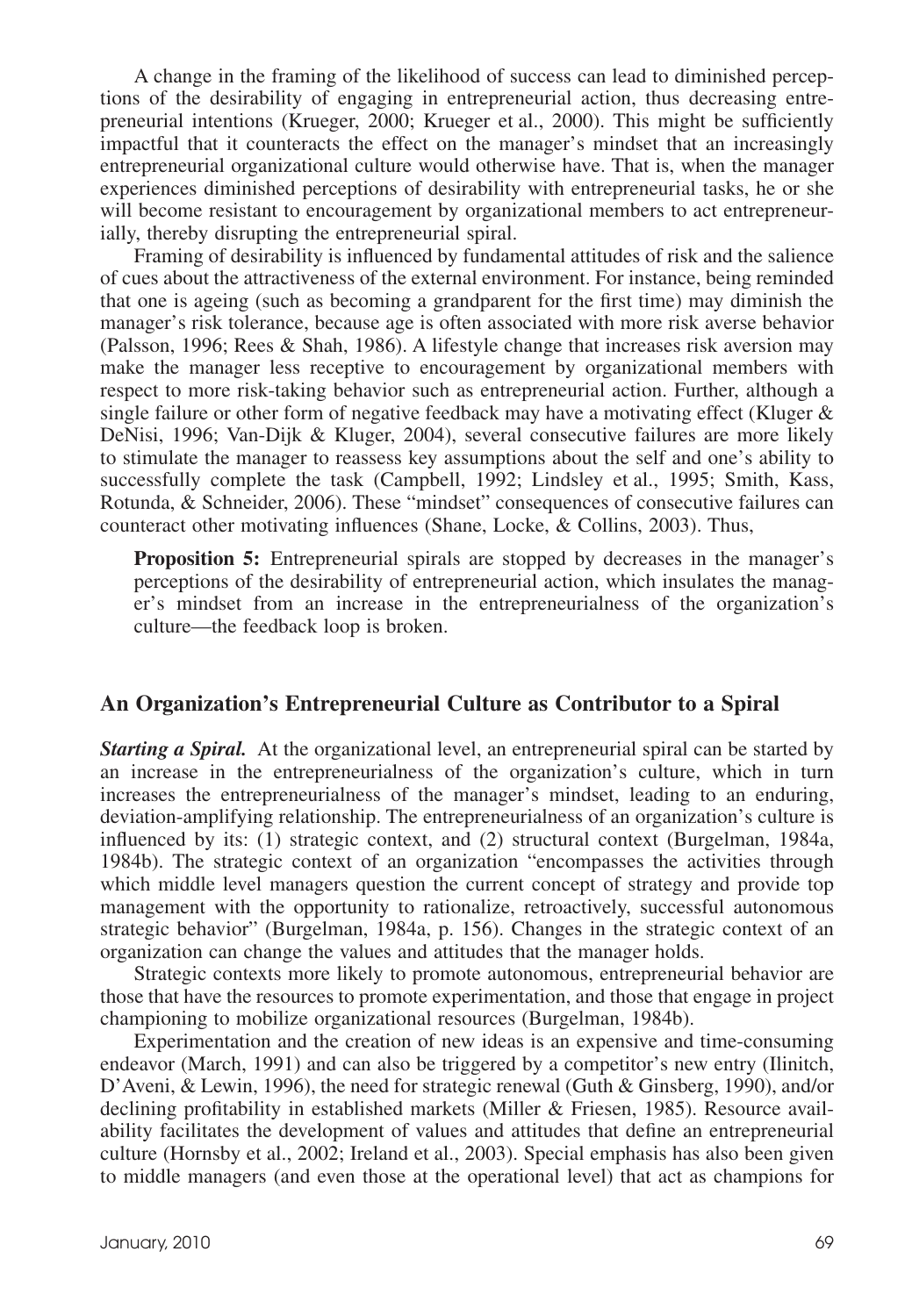A change in the framing of the likelihood of success can lead to diminished perceptions of the desirability of engaging in entrepreneurial action, thus decreasing entrepreneurial intentions (Krueger, 2000; Krueger et al., 2000). This might be sufficiently impactful that it counteracts the effect on the manager's mindset that an increasingly entrepreneurial organizational culture would otherwise have. That is, when the manager experiences diminished perceptions of desirability with entrepreneurial tasks, he or she will become resistant to encouragement by organizational members to act entrepreneurially, thereby disrupting the entrepreneurial spiral.

Framing of desirability is influenced by fundamental attitudes of risk and the salience of cues about the attractiveness of the external environment. For instance, being reminded that one is ageing (such as becoming a grandparent for the first time) may diminish the manager's risk tolerance, because age is often associated with more risk averse behavior (Palsson, 1996; Rees & Shah, 1986). A lifestyle change that increases risk aversion may make the manager less receptive to encouragement by organizational members with respect to more risk-taking behavior such as entrepreneurial action. Further, although a single failure or other form of negative feedback may have a motivating effect (Kluger & DeNisi, 1996; Van-Dijk & Kluger, 2004), several consecutive failures are more likely to stimulate the manager to reassess key assumptions about the self and one's ability to successfully complete the task (Campbell, 1992; Lindsley et al., 1995; Smith, Kass, Rotunda, & Schneider, 2006). These "mindset" consequences of consecutive failures can counteract other motivating influences (Shane, Locke, & Collins, 2003). Thus,

> **Proposition 5:** Entrepreneurial spirals are stopped by decreases in the manager's perceptions of the desirability of entrepreneurial action, which insulates the manager's mindset from an increase in the entrepreneurialness of the organization's culture—the feedback loop is broken.

## An Organization's Entrepreneurial Culture as Contributor to a Spiral

***Starting a Spiral.*** At the organizational level, an entrepreneurial spiral can be started by an increase in the entrepreneurialness of the organization's culture, which in turn increases the entrepreneurialness of the manager's mindset, leading to an enduring, deviation-amplifying relationship. The entrepreneurialness of an organization's culture is influenced by its: (1) strategic context, and (2) structural context (Burgelman, 1984a, 1984b). The strategic context of an organization "encompasses the activities through which middle level managers question the current concept of strategy and provide top management with the opportunity to rationalize, retroactively, successful autonomous strategic behavior" (Burgelman, 1984a, p. 156). Changes in the strategic context of an organization can change the values and attitudes that the manager holds.

Strategic contexts more likely to promote autonomous, entrepreneurial behavior are those that have the resources to promote experimentation, and those that engage in project championing to mobilize organizational resources (Burgelman, 1984b).

Experimentation and the creation of new ideas is an expensive and time-consuming endeavor (March, 1991) and can also be triggered by a competitor's new entry (Ilinitch, D'Aveni, & Lewin, 1996), the need for strategic renewal (Guth & Ginsberg, 1990), and/or declining profitability in established markets (Miller & Friesen, 1985). Resource availability facilitates the development of values and attitudes that define an entrepreneurial culture (Hornsby et al., 2002; Ireland et al., 2003). Special emphasis has also been given to middle managers (and even those at the operational level) that act as champions for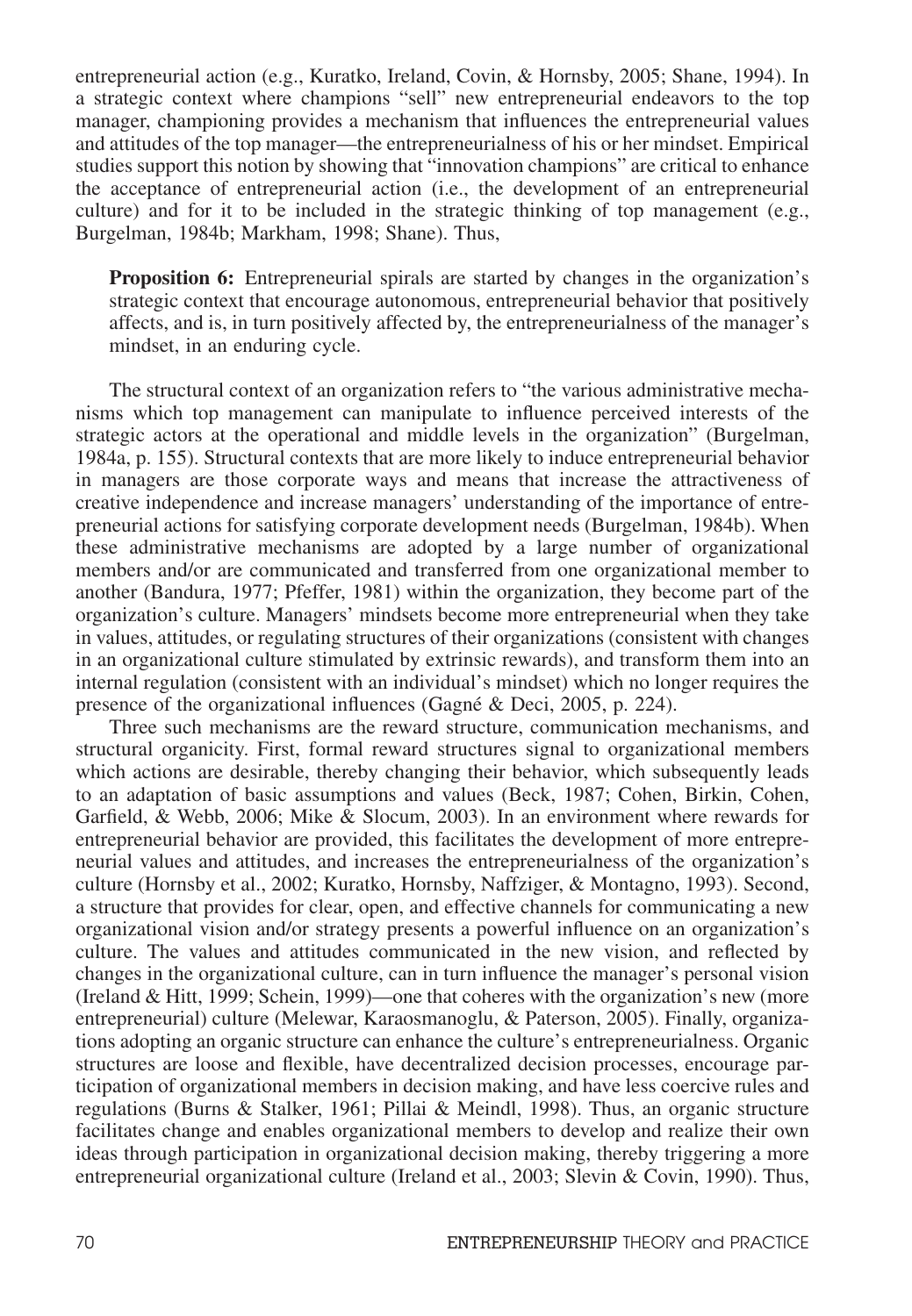entrepreneurial action (e.g., Kuratko, Ireland, Covin, & Hornsby, 2005; Shane, 1994). In a strategic context where champions "sell" new entrepreneurial endeavors to the top manager, championing provides a mechanism that influences the entrepreneurial values and attitudes of the top manager—the entrepreneurialness of his or her mindset. Empirical studies support this notion by showing that "innovation champions" are critical to enhance the acceptance of entrepreneurial action (i.e., the development of an entrepreneurial culture) and for it to be included in the strategic thinking of top management (e.g., Burgelman, 1984b; Markham, 1998; Shane). Thus,

> **Proposition 6:** Entrepreneurial spirals are started by changes in the organization's strategic context that encourage autonomous, entrepreneurial behavior that positively affects, and is, in turn positively affected by, the entrepreneurialness of the manager's mindset, in an enduring cycle.

The structural context of an organization refers to "the various administrative mechanisms which top management can manipulate to influence perceived interests of the strategic actors at the operational and middle levels in the organization" (Burgelman, 1984a, p. 155). Structural contexts that are more likely to induce entrepreneurial behavior in managers are those corporate ways and means that increase the attractiveness of creative independence and increase managers' understanding of the importance of entrepreneurial actions for satisfying corporate development needs (Burgelman, 1984b). When these administrative mechanisms are adopted by a large number of organizational members and/or are communicated and transferred from one organizational member to another (Bandura, 1977; Pfeffer, 1981) within the organization, they become part of the organization's culture. Managers' mindsets become more entrepreneurial when they take in values, attitudes, or regulating structures of their organizations (consistent with changes in an organizational culture stimulated by extrinsic rewards), and transform them into an internal regulation (consistent with an individual's mindset) which no longer requires the presence of the organizational influences (Gagné & Deci, 2005, p. 224).

Three such mechanisms are the reward structure, communication mechanisms, and structural organicity. First, formal reward structures signal to organizational members which actions are desirable, thereby changing their behavior, which subsequently leads to an adaptation of basic assumptions and values (Beck, 1987; Cohen, Birkin, Cohen, Garfield, & Webb, 2006; Mike & Slocum, 2003). In an environment where rewards for entrepreneurial behavior are provided, this facilitates the development of more entrepreneurial values and attitudes, and increases the entrepreneurialness of the organization's culture (Hornsby et al., 2002; Kuratko, Hornsby, Naffziger, & Montagno, 1993). Second, a structure that provides for clear, open, and effective channels for communicating a new organizational vision and/or strategy presents a powerful influence on an organization's culture. The values and attitudes communicated in the new vision, and reflected by changes in the organizational culture, can in turn influence the manager's personal vision (Ireland & Hitt, 1999; Schein, 1999)—one that coheres with the organization's new (more entrepreneurial) culture (Melewar, Karaosmanoglu, & Paterson, 2005). Finally, organizations adopting an organic structure can enhance the culture's entrepreneurialness. Organic structures are loose and flexible, have decentralized decision processes, encourage participation of organizational members in decision making, and have less coercive rules and regulations (Burns & Stalker, 1961; Pillai & Meindl, 1998). Thus, an organic structure facilitates change and enables organizational members to develop and realize their own ideas through participation in organizational decision making, thereby triggering a more entrepreneurial organizational culture (Ireland et al., 2003; Slevin & Covin, 1990). Thus,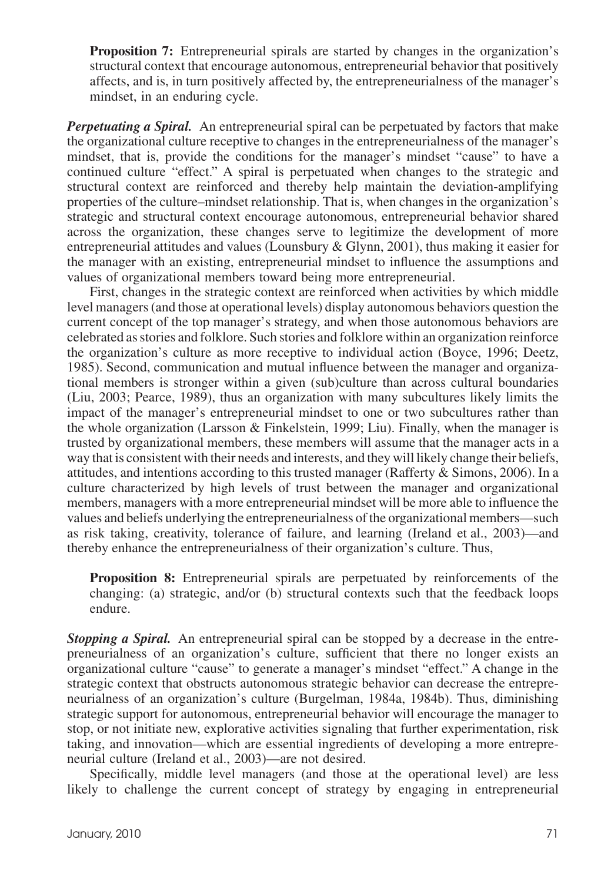**Proposition 7:** Entrepreneurial spirals are started by changes in the organization's structural context that encourage autonomous, entrepreneurial behavior that positively affects, and is, in turn positively affected by, the entrepreneurialness of the manager's mindset, in an enduring cycle.

***Perpetuating a Spiral.*** An entrepreneurial spiral can be perpetuated by factors that make the organizational culture receptive to changes in the entrepreneurialness of the manager's mindset, that is, provide the conditions for the manager's mindset "cause" to have a continued culture "effect." A spiral is perpetuated when changes to the strategic and structural context are reinforced and thereby help maintain the deviation-amplifying properties of the culture–mindset relationship. That is, when changes in the organization's strategic and structural context encourage autonomous, entrepreneurial behavior shared across the organization, these changes serve to legitimize the development of more entrepreneurial attitudes and values (Lounsbury & Glynn, 2001), thus making it easier for the manager with an existing, entrepreneurial mindset to influence the assumptions and values of organizational members toward being more entrepreneurial.

First, changes in the strategic context are reinforced when activities by which middle level managers (and those at operational levels) display autonomous behaviors question the current concept of the top manager's strategy, and when those autonomous behaviors are celebrated as stories and folklore. Such stories and folklore within an organization reinforce the organization's culture as more receptive to individual action (Boyce, 1996; Deetz, 1985). Second, communication and mutual influence between the manager and organizational members is stronger within a given (sub)culture than across cultural boundaries (Liu, 2003; Pearce, 1989), thus an organization with many subcultures likely limits the impact of the manager's entrepreneurial mindset to one or two subcultures rather than the whole organization (Larsson & Finkelstein, 1999; Liu). Finally, when the manager is trusted by organizational members, these members will assume that the manager acts in a way that is consistent with their needs and interests, and they will likely change their beliefs, attitudes, and intentions according to this trusted manager (Rafferty & Simons, 2006). In a culture characterized by high levels of trust between the manager and organizational members, managers with a more entrepreneurial mindset will be more able to influence the values and beliefs underlying the entrepreneurialness of the organizational members—such as risk taking, creativity, tolerance of failure, and learning (Ireland et al., 2003)—and thereby enhance the entrepreneurialness of their organization's culture. Thus,

**Proposition 8:** Entrepreneurial spirals are perpetuated by reinforcements of the changing: (a) strategic, and/or (b) structural contexts such that the feedback loops endure.

***Stopping a Spiral.*** An entrepreneurial spiral can be stopped by a decrease in the entrepreneurialness of an organization's culture, sufficient that there no longer exists an organizational culture "cause" to generate a manager's mindset "effect." A change in the strategic context that obstructs autonomous strategic behavior can decrease the entrepreneurialness of an organization's culture (Burgelman, 1984a, 1984b). Thus, diminishing strategic support for autonomous, entrepreneurial behavior will encourage the manager to stop, or not initiate new, explorative activities signaling that further experimentation, risk taking, and innovation—which are essential ingredients of developing a more entrepreneurial culture (Ireland et al., 2003)—are not desired.

Specifically, middle level managers (and those at the operational level) are less likely to challenge the current concept of strategy by engaging in entrepreneurial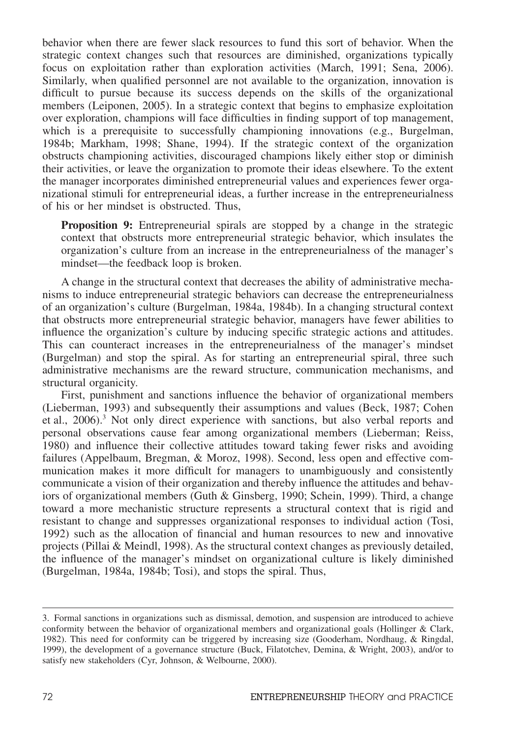behavior when there are fewer slack resources to fund this sort of behavior. When the strategic context changes such that resources are diminished, organizations typically focus on exploitation rather than exploration activities (March, 1991; Sena, 2006). Similarly, when qualified personnel are not available to the organization, innovation is difficult to pursue because its success depends on the skills of the organizational members (Leiponen, 2005). In a strategic context that begins to emphasize exploitation over exploration, champions will face difficulties in finding support of top management, which is a prerequisite to successfully championing innovations (e.g., Burgelman, 1984b; Markham, 1998; Shane, 1994). If the strategic context of the organization obstructs championing activities, discouraged champions likely either stop or diminish their activities, or leave the organization to promote their ideas elsewhere. To the extent the manager incorporates diminished entrepreneurial values and experiences fewer organizational stimuli for entrepreneurial ideas, a further increase in the entrepreneurialness of his or her mindset is obstructed. Thus,

**Proposition 9:** Entrepreneurial spirals are stopped by a change in the strategic context that obstructs more entrepreneurial strategic behavior, which insulates the organization's culture from an increase in the entrepreneurialness of the manager's mindset—the feedback loop is broken.

A change in the structural context that decreases the ability of administrative mechanisms to induce entrepreneurial strategic behaviors can decrease the entrepreneurialness of an organization's culture (Burgelman, 1984a, 1984b). In a changing structural context that obstructs more entrepreneurial strategic behavior, managers have fewer abilities to influence the organization's culture by inducing specific strategic actions and attitudes. This can counteract increases in the entrepreneurialness of the manager's mindset (Burgelman) and stop the spiral. As for starting an entrepreneurial spiral, three such administrative mechanisms are the reward structure, communication mechanisms, and structural organicity.

First, punishment and sanctions influence the behavior of organizational members (Lieberman, 1993) and subsequently their assumptions and values (Beck, 1987; Cohen et al., 2006).[3] Not only direct experience with sanctions, but also verbal reports and personal observations cause fear among organizational members (Lieberman; Reiss, 1980) and influence their collective attitudes toward taking fewer risks and avoiding failures (Appelbaum, Bregman, & Moroz, 1998). Second, less open and effective communication makes it more difficult for managers to unambiguously and consistently communicate a vision of their organization and thereby influence the attitudes and behaviors of organizational members (Guth & Ginsberg, 1990; Schein, 1999). Third, a change toward a more mechanistic structure represents a structural context that is rigid and resistant to change and suppresses organizational responses to individual action (Tosi, 1992) such as the allocation of financial and human resources to new and innovative projects (Pillai & Meindl, 1998). As the structural context changes as previously detailed, the influence of the manager's mindset on organizational culture is likely diminished (Burgelman, 1984a, 1984b; Tosi), and stops the spiral. Thus,

---

3. Formal sanctions in organizations such as dismissal, demotion, and suspension are introduced to achieve conformity between the behavior of organizational members and organizational goals (Hollinger & Clark, 1982). This need for conformity can be triggered by increasing size (Gooderham, Nordhaug, & Ringdal, 1999), the development of a governance structure (Buck, Filatotchev, Demina, & Wright, 2003), and/or to satisfy new stakeholders (Cyr, Johnson, & Welbourne, 2000).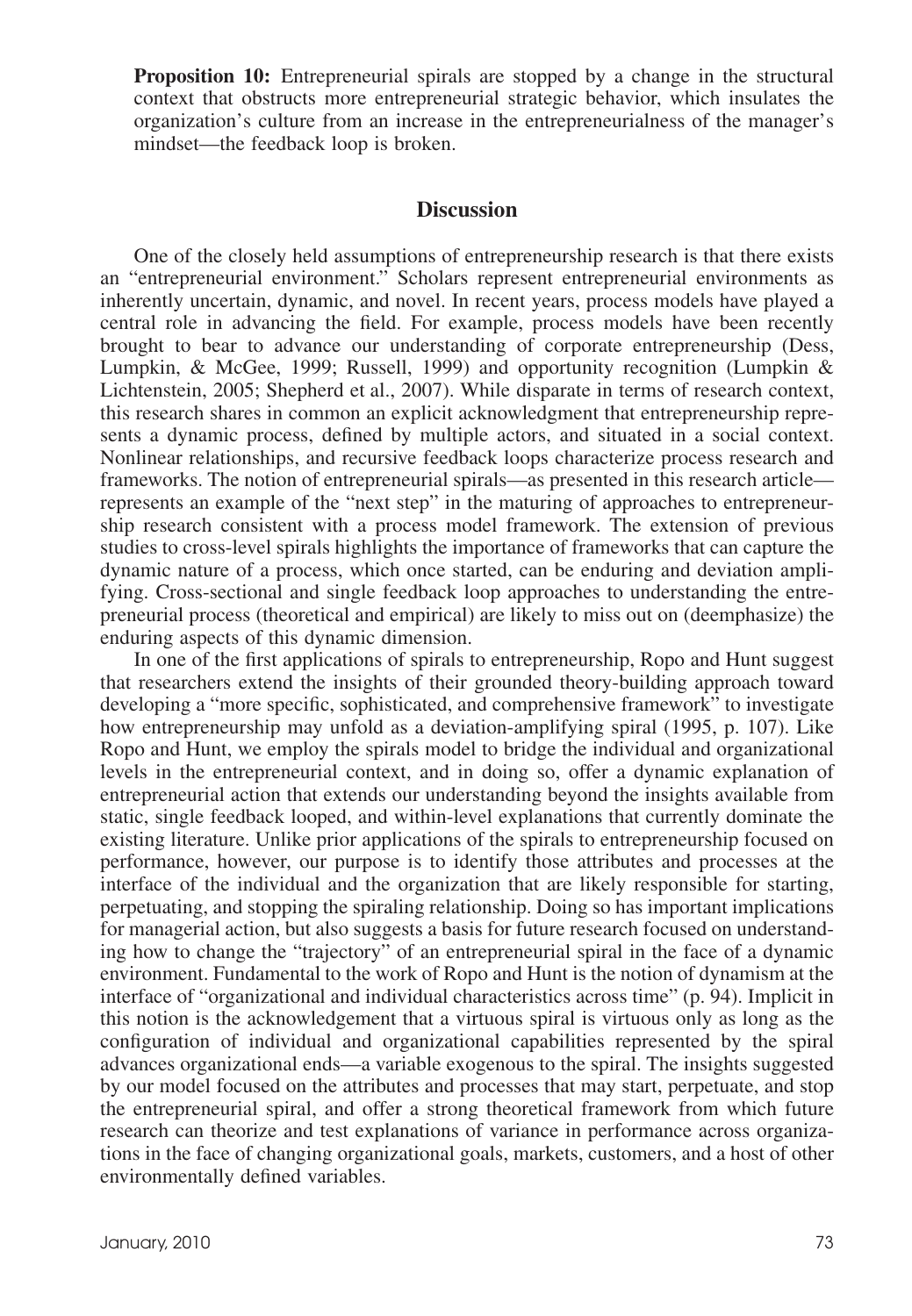**Proposition 10:** Entrepreneurial spirals are stopped by a change in the structural context that obstructs more entrepreneurial strategic behavior, which insulates the organization's culture from an increase in the entrepreneurialness of the manager's mindset—the feedback loop is broken.

## Discussion

One of the closely held assumptions of entrepreneurship research is that there exists an "entrepreneurial environment." Scholars represent entrepreneurial environments as inherently uncertain, dynamic, and novel. In recent years, process models have played a central role in advancing the field. For example, process models have been recently brought to bear to advance our understanding of corporate entrepreneurship (Dess, Lumpkin, & McGee, 1999; Russell, 1999) and opportunity recognition (Lumpkin & Lichtenstein, 2005; Shepherd et al., 2007). While disparate in terms of research context, this research shares in common an explicit acknowledgment that entrepreneurship represents a dynamic process, defined by multiple actors, and situated in a social context. Nonlinear relationships, and recursive feedback loops characterize process research and frameworks. The notion of entrepreneurial spirals—as presented in this research article—represents an example of the "next step" in the maturing of approaches to entrepreneurship research consistent with a process model framework. The extension of previous studies to cross-level spirals highlights the importance of frameworks that can capture the dynamic nature of a process, which once started, can be enduring and deviation amplifying. Cross-sectional and single feedback loop approaches to understanding the entrepreneurial process (theoretical and empirical) are likely to miss out on (deemphasize) the enduring aspects of this dynamic dimension.

In one of the first applications of spirals to entrepreneurship, Ropo and Hunt suggest that researchers extend the insights of their grounded theory-building approach toward developing a "more specific, sophisticated, and comprehensive framework" to investigate how entrepreneurship may unfold as a deviation-amplifying spiral (1995, p. 107). Like Ropo and Hunt, we employ the spirals model to bridge the individual and organizational levels in the entrepreneurial context, and in doing so, offer a dynamic explanation of entrepreneurial action that extends our understanding beyond the insights available from static, single feedback looped, and within-level explanations that currently dominate the existing literature. Unlike prior applications of the spirals to entrepreneurship focused on performance, however, our purpose is to identify those attributes and processes at the interface of the individual and the organization that are likely responsible for starting, perpetuating, and stopping the spiraling relationship. Doing so has important implications for managerial action, but also suggests a basis for future research focused on understanding how to change the "trajectory" of an entrepreneurial spiral in the face of a dynamic environment. Fundamental to the work of Ropo and Hunt is the notion of dynamism at the interface of "organizational and individual characteristics across time" (p. 94). Implicit in this notion is the acknowledgement that a virtuous spiral is virtuous only as long as the configuration of individual and organizational capabilities represented by the spiral advances organizational ends—a variable exogenous to the spiral. The insights suggested by our model focused on the attributes and processes that may start, perpetuate, and stop the entrepreneurial spiral, and offer a strong theoretical framework from which future research can theorize and test explanations of variance in performance across organizations in the face of changing organizational goals, markets, customers, and a host of other environmentally defined variables.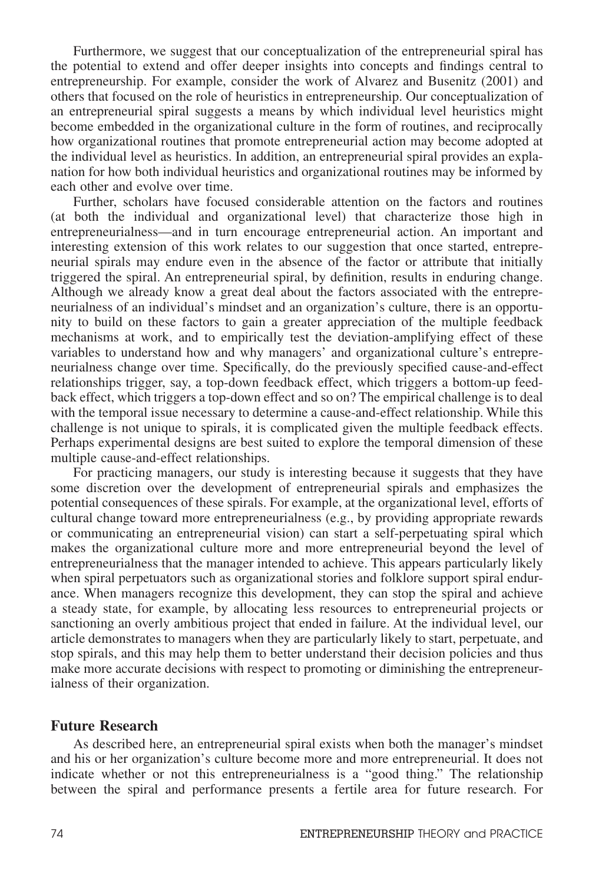Furthermore, we suggest that our conceptualization of the entrepreneurial spiral has the potential to extend and offer deeper insights into concepts and findings central to entrepreneurship. For example, consider the work of Alvarez and Busenitz (2001) and others that focused on the role of heuristics in entrepreneurship. Our conceptualization of an entrepreneurial spiral suggests a means by which individual level heuristics might become embedded in the organizational culture in the form of routines, and reciprocally how organizational routines that promote entrepreneurial action may become adopted at the individual level as heuristics. In addition, an entrepreneurial spiral provides an explanation for how both individual heuristics and organizational routines may be informed by each other and evolve over time.

Further, scholars have focused considerable attention on the factors and routines (at both the individual and organizational level) that characterize those high in entrepreneurialness—and in turn encourage entrepreneurial action. An important and interesting extension of this work relates to our suggestion that once started, entrepreneurial spirals may endure even in the absence of the factor or attribute that initially triggered the spiral. An entrepreneurial spiral, by definition, results in enduring change. Although we already know a great deal about the factors associated with the entrepreneurialness of an individual's mindset and an organization's culture, there is an opportunity to build on these factors to gain a greater appreciation of the multiple feedback mechanisms at work, and to empirically test the deviation-amplifying effect of these variables to understand how and why managers' and organizational culture's entrepreneurialness change over time. Specifically, do the previously specified cause-and-effect relationships trigger, say, a top-down feedback effect, which triggers a bottom-up feedback effect, which triggers a top-down effect and so on? The empirical challenge is to deal with the temporal issue necessary to determine a cause-and-effect relationship. While this challenge is not unique to spirals, it is complicated given the multiple feedback effects. Perhaps experimental designs are best suited to explore the temporal dimension of these multiple cause-and-effect relationships.

For practicing managers, our study is interesting because it suggests that they have some discretion over the development of entrepreneurial spirals and emphasizes the potential consequences of these spirals. For example, at the organizational level, efforts of cultural change toward more entrepreneurialness (e.g., by providing appropriate rewards or communicating an entrepreneurial vision) can start a self-perpetuating spiral which makes the organizational culture more and more entrepreneurial beyond the level of entrepreneurialness that the manager intended to achieve. This appears particularly likely when spiral perpetuators such as organizational stories and folklore support spiral endurance. When managers recognize this development, they can stop the spiral and achieve a steady state, for example, by allocating less resources to entrepreneurial projects or sanctioning an overly ambitious project that ended in failure. At the individual level, our article demonstrates to managers when they are particularly likely to start, perpetuate, and stop spirals, and this may help them to better understand their decision policies and thus make more accurate decisions with respect to promoting or diminishing the entrepreneurialness of their organization.

## Future Research

As described here, an entrepreneurial spiral exists when both the manager's mindset and his or her organization's culture become more and more entrepreneurial. It does not indicate whether or not this entrepreneurialness is a "good thing." The relationship between the spiral and performance presents a fertile area for future research. For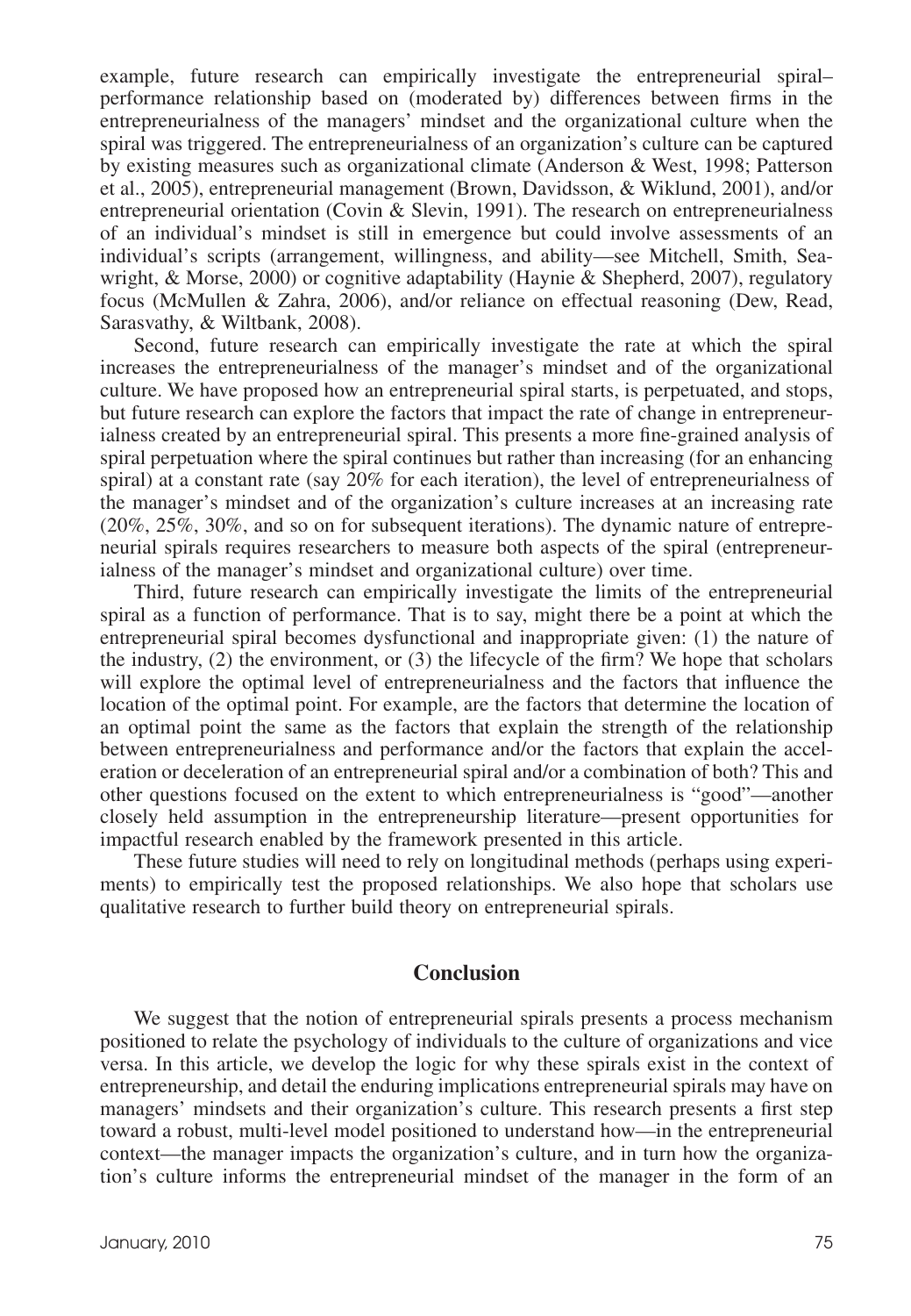example, future research can empirically investigate the entrepreneurial spiral–performance relationship based on (moderated by) differences between firms in the entrepreneurialness of the managers' mindset and the organizational culture when the spiral was triggered. The entrepreneurialness of an organization's culture can be captured by existing measures such as organizational climate (Anderson & West, 1998; Patterson et al., 2005), entrepreneurial management (Brown, Davidsson, & Wiklund, 2001), and/or entrepreneurial orientation (Covin & Slevin, 1991). The research on entrepreneurialness of an individual's mindset is still in emergence but could involve assessments of an individual's scripts (arrangement, willingness, and ability—see Mitchell, Smith, Seawright, & Morse, 2000) or cognitive adaptability (Haynie & Shepherd, 2007), regulatory focus (McMullen & Zahra, 2006), and/or reliance on effectual reasoning (Dew, Read, Sarasvathy, & Wiltbank, 2008).

Second, future research can empirically investigate the rate at which the spiral increases the entrepreneurialness of the manager's mindset and of the organizational culture. We have proposed how an entrepreneurial spiral starts, is perpetuated, and stops, but future research can explore the factors that impact the rate of change in entrepreneurialness created by an entrepreneurial spiral. This presents a more fine-grained analysis of spiral perpetuation where the spiral continues but rather than increasing (for an enhancing spiral) at a constant rate (say 20% for each iteration), the level of entrepreneurialness of the manager's mindset and of the organization's culture increases at an increasing rate (20%, 25%, 30%, and so on for subsequent iterations). The dynamic nature of entrepreneurial spirals requires researchers to measure both aspects of the spiral (entrepreneurialness of the manager's mindset and organizational culture) over time.

Third, future research can empirically investigate the limits of the entrepreneurial spiral as a function of performance. That is to say, might there be a point at which the entrepreneurial spiral becomes dysfunctional and inappropriate given: (1) the nature of the industry, (2) the environment, or (3) the lifecycle of the firm? We hope that scholars will explore the optimal level of entrepreneurialness and the factors that influence the location of the optimal point. For example, are the factors that determine the location of an optimal point the same as the factors that explain the strength of the relationship between entrepreneurialness and performance and/or the factors that explain the acceleration or deceleration of an entrepreneurial spiral and/or a combination of both? This and other questions focused on the extent to which entrepreneurialness is "good"—another closely held assumption in the entrepreneurship literature—present opportunities for impactful research enabled by the framework presented in this article.

These future studies will need to rely on longitudinal methods (perhaps using experiments) to empirically test the proposed relationships. We also hope that scholars use qualitative research to further build theory on entrepreneurial spirals.

## Conclusion

We suggest that the notion of entrepreneurial spirals presents a process mechanism positioned to relate the psychology of individuals to the culture of organizations and vice versa. In this article, we develop the logic for why these spirals exist in the context of entrepreneurship, and detail the enduring implications entrepreneurial spirals may have on managers' mindsets and their organization's culture. This research presents a first step toward a robust, multi-level model positioned to understand how—in the entrepreneurial context—the manager impacts the organization's culture, and in turn how the organization's culture informs the entrepreneurial mindset of the manager in the form of an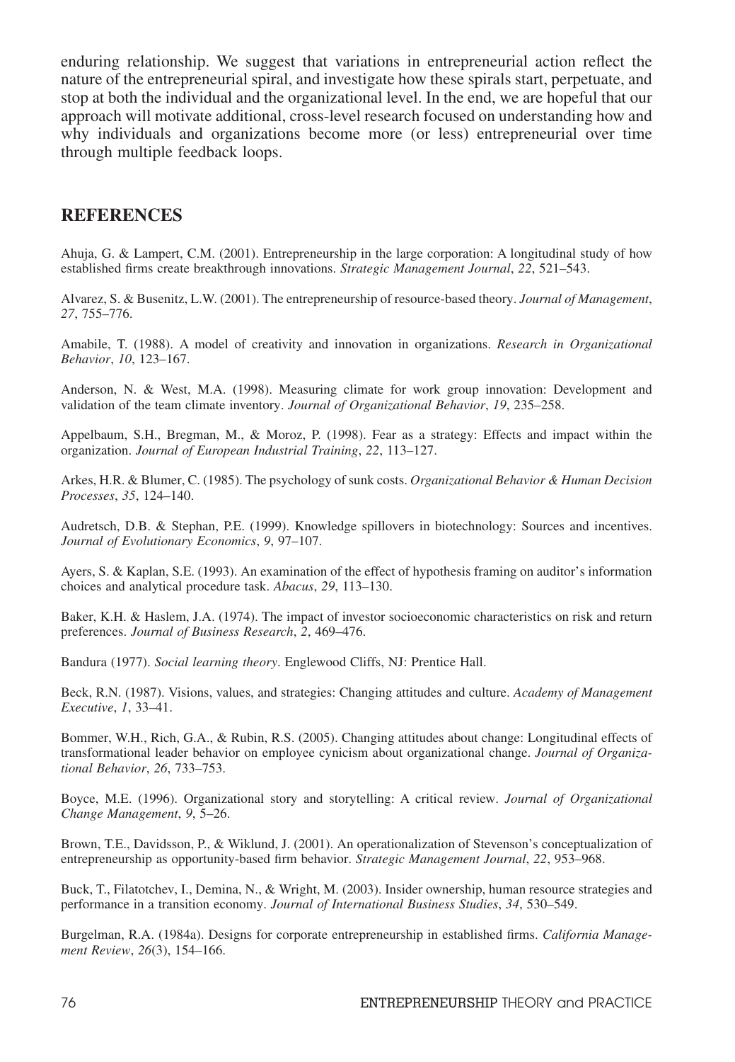enduring relationship. We suggest that variations in entrepreneurial action reflect the nature of the entrepreneurial spiral, and investigate how these spirals start, perpetuate, and stop at both the individual and the organizational level. In the end, we are hopeful that our approach will motivate additional, cross-level research focused on understanding how and why individuals and organizations become more (or less) entrepreneurial over time through multiple feedback loops.

## REFERENCES

Ahuja, G. & Lampert, C.M. (2001). Entrepreneurship in the large corporation: A longitudinal study of how established firms create breakthrough innovations. *Strategic Management Journal*, *22*, 521–543.

Alvarez, S. & Busenitz, L.W. (2001). The entrepreneurship of resource-based theory. *Journal of Management*, *27*, 755–776.

Amabile, T. (1988). A model of creativity and innovation in organizations. *Research in Organizational Behavior*, *10*, 123–167.

Anderson, N. & West, M.A. (1998). Measuring climate for work group innovation: Development and validation of the team climate inventory. *Journal of Organizational Behavior*, *19*, 235–258.

Appelbaum, S.H., Bregman, M., & Moroz, P. (1998). Fear as a strategy: Effects and impact within the organization. *Journal of European Industrial Training*, *22*, 113–127.

Arkes, H.R. & Blumer, C. (1985). The psychology of sunk costs. *Organizational Behavior & Human Decision Processes*, *35*, 124–140.

Audretsch, D.B. & Stephan, P.E. (1999). Knowledge spillovers in biotechnology: Sources and incentives. *Journal of Evolutionary Economics*, *9*, 97–107.

Ayers, S. & Kaplan, S.E. (1993). An examination of the effect of hypothesis framing on auditor's information choices and analytical procedure task. *Abacus*, *29*, 113–130.

Baker, K.H. & Haslem, J.A. (1974). The impact of investor socioeconomic characteristics on risk and return preferences. *Journal of Business Research*, *2*, 469–476.

Bandura (1977). *Social learning theory*. Englewood Cliffs, NJ: Prentice Hall.

Beck, R.N. (1987). Visions, values, and strategies: Changing attitudes and culture. *Academy of Management Executive*, *1*, 33–41.

Bommer, W.H., Rich, G.A., & Rubin, R.S. (2005). Changing attitudes about change: Longitudinal effects of transformational leader behavior on employee cynicism about organizational change. *Journal of Organizational Behavior*, *26*, 733–753.

Boyce, M.E. (1996). Organizational story and storytelling: A critical review. *Journal of Organizational Change Management*, *9*, 5–26.

Brown, T.E., Davidsson, P., & Wiklund, J. (2001). An operationalization of Stevenson's conceptualization of entrepreneurship as opportunity-based firm behavior. *Strategic Management Journal*, *22*, 953–968.

Buck, T., Filatotchev, I., Demina, N., & Wright, M. (2003). Insider ownership, human resource strategies and performance in a transition economy. *Journal of International Business Studies*, *34*, 530–549.

Burgelman, R.A. (1984a). Designs for corporate entrepreneurship in established firms. *California Management Review*, *26*(3), 154–166.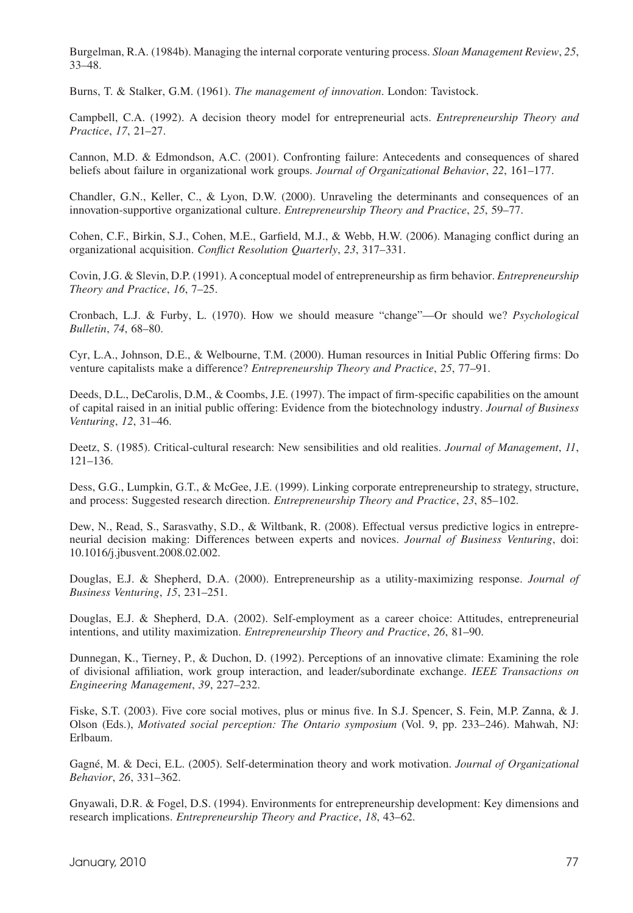Burgelman, R.A. (1984b). Managing the internal corporate venturing process. *Sloan Management Review*, *25*, 33–48.

Burns, T. & Stalker, G.M. (1961). *The management of innovation*. London: Tavistock.

Campbell, C.A. (1992). A decision theory model for entrepreneurial acts. *Entrepreneurship Theory and Practice*, *17*, 21–27.

Cannon, M.D. & Edmondson, A.C. (2001). Confronting failure: Antecedents and consequences of shared beliefs about failure in organizational work groups. *Journal of Organizational Behavior*, *22*, 161–177.

Chandler, G.N., Keller, C., & Lyon, D.W. (2000). Unraveling the determinants and consequences of an innovation-supportive organizational culture. *Entrepreneurship Theory and Practice*, *25*, 59–77.

Cohen, C.F., Birkin, S.J., Cohen, M.E., Garfield, M.J., & Webb, H.W. (2006). Managing conflict during an organizational acquisition. *Conflict Resolution Quarterly*, *23*, 317–331.

Covin, J.G. & Slevin, D.P. (1991). A conceptual model of entrepreneurship as firm behavior. *Entrepreneurship Theory and Practice*, *16*, 7–25.

Cronbach, L.J. & Furby, L. (1970). How we should measure "change"—Or should we? *Psychological Bulletin*, *74*, 68–80.

Cyr, L.A., Johnson, D.E., & Welbourne, T.M. (2000). Human resources in Initial Public Offering firms: Do venture capitalists make a difference? *Entrepreneurship Theory and Practice*, *25*, 77–91.

Deeds, D.L., DeCarolis, D.M., & Coombs, J.E. (1997). The impact of firm-specific capabilities on the amount of capital raised in an initial public offering: Evidence from the biotechnology industry. *Journal of Business Venturing*, *12*, 31–46.

Deetz, S. (1985). Critical-cultural research: New sensibilities and old realities. *Journal of Management*, *11*, 121–136.

Dess, G.G., Lumpkin, G.T., & McGee, J.E. (1999). Linking corporate entrepreneurship to strategy, structure, and process: Suggested research direction. *Entrepreneurship Theory and Practice*, *23*, 85–102.

Dew, N., Read, S., Sarasvathy, S.D., & Wiltbank, R. (2008). Effectual versus predictive logics in entrepreneurial decision making: Differences between experts and novices. *Journal of Business Venturing*, doi: 10.1016/j.jbusvent.2008.02.002.

Douglas, E.J. & Shepherd, D.A. (2000). Entrepreneurship as a utility-maximizing response. *Journal of Business Venturing*, *15*, 231–251.

Douglas, E.J. & Shepherd, D.A. (2002). Self-employment as a career choice: Attitudes, entrepreneurial intentions, and utility maximization. *Entrepreneurship Theory and Practice*, *26*, 81–90.

Dunnegan, K., Tierney, P., & Duchon, D. (1992). Perceptions of an innovative climate: Examining the role of divisional affiliation, work group interaction, and leader/subordinate exchange. *IEEE Transactions on Engineering Management*, *39*, 227–232.

Fiske, S.T. (2003). Five core social motives, plus or minus five. In S.J. Spencer, S. Fein, M.P. Zanna, & J. Olson (Eds.), *Motivated social perception: The Ontario symposium* (Vol. 9, pp. 233–246). Mahwah, NJ: Erlbaum.

Gagné, M. & Deci, E.L. (2005). Self-determination theory and work motivation. *Journal of Organizational Behavior*, *26*, 331–362.

Gnyawali, D.R. & Fogel, D.S. (1994). Environments for entrepreneurship development: Key dimensions and research implications. *Entrepreneurship Theory and Practice*, *18*, 43–62.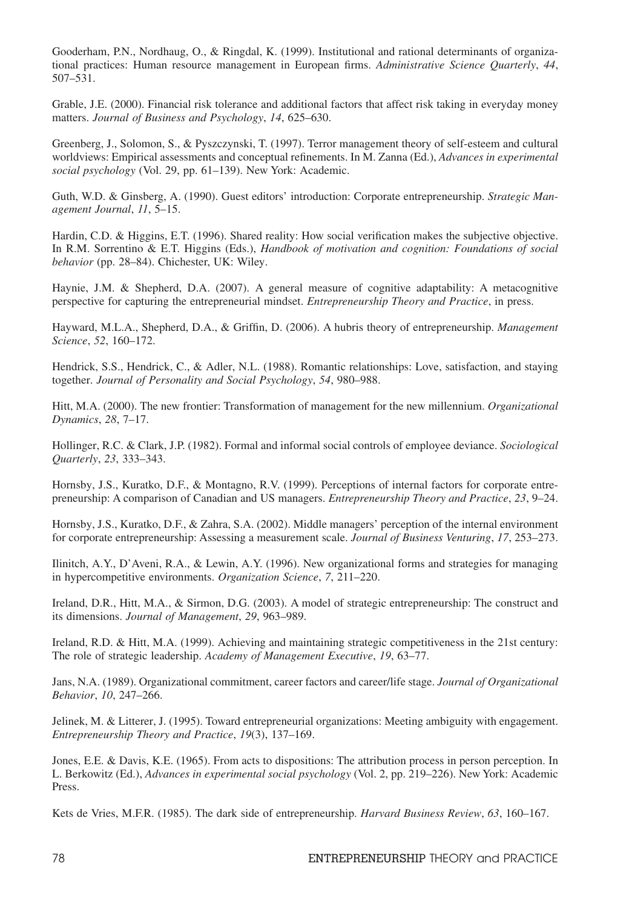Gooderham, P.N., Nordhaug, O., & Ringdal, K. (1999). Institutional and rational determinants of organizational practices: Human resource management in European firms. *Administrative Science Quarterly*, *44*, 507–531.

Grable, J.E. (2000). Financial risk tolerance and additional factors that affect risk taking in everyday money matters. *Journal of Business and Psychology*, *14*, 625–630.

Greenberg, J., Solomon, S., & Pyszczynski, T. (1997). Terror management theory of self-esteem and cultural worldviews: Empirical assessments and conceptual refinements. In M. Zanna (Ed.), *Advances in experimental social psychology* (Vol. 29, pp. 61–139). New York: Academic.

Guth, W.D. & Ginsberg, A. (1990). Guest editors' introduction: Corporate entrepreneurship. *Strategic Management Journal*, *11*, 5–15.

Hardin, C.D. & Higgins, E.T. (1996). Shared reality: How social verification makes the subjective objective. In R.M. Sorrentino & E.T. Higgins (Eds.), *Handbook of motivation and cognition: Foundations of social behavior* (pp. 28–84). Chichester, UK: Wiley.

Haynie, J.M. & Shepherd, D.A. (2007). A general measure of cognitive adaptability: A metacognitive perspective for capturing the entrepreneurial mindset. *Entrepreneurship Theory and Practice*, in press.

Hayward, M.L.A., Shepherd, D.A., & Griffin, D. (2006). A hubris theory of entrepreneurship. *Management Science*, *52*, 160–172.

Hendrick, S.S., Hendrick, C., & Adler, N.L. (1988). Romantic relationships: Love, satisfaction, and staying together. *Journal of Personality and Social Psychology*, *54*, 980–988.

Hitt, M.A. (2000). The new frontier: Transformation of management for the new millennium. *Organizational Dynamics*, *28*, 7–17.

Hollinger, R.C. & Clark, J.P. (1982). Formal and informal social controls of employee deviance. *Sociological Quarterly*, *23*, 333–343.

Hornsby, J.S., Kuratko, D.F., & Montagno, R.V. (1999). Perceptions of internal factors for corporate entrepreneurship: A comparison of Canadian and US managers. *Entrepreneurship Theory and Practice*, *23*, 9–24.

Hornsby, J.S., Kuratko, D.F., & Zahra, S.A. (2002). Middle managers' perception of the internal environment for corporate entrepreneurship: Assessing a measurement scale. *Journal of Business Venturing*, *17*, 253–273.

Ilinitch, A.Y., D'Aveni, R.A., & Lewin, A.Y. (1996). New organizational forms and strategies for managing in hypercompetitive environments. *Organization Science*, *7*, 211–220.

Ireland, D.R., Hitt, M.A., & Sirmon, D.G. (2003). A model of strategic entrepreneurship: The construct and its dimensions. *Journal of Management*, *29*, 963–989.

Ireland, R.D. & Hitt, M.A. (1999). Achieving and maintaining strategic competitiveness in the 21st century: The role of strategic leadership. *Academy of Management Executive*, *19*, 63–77.

Jans, N.A. (1989). Organizational commitment, career factors and career/life stage. *Journal of Organizational Behavior*, *10*, 247–266.

Jelinek, M. & Litterer, J. (1995). Toward entrepreneurial organizations: Meeting ambiguity with engagement. *Entrepreneurship Theory and Practice*, *19*(3), 137–169.

Jones, E.E. & Davis, K.E. (1965). From acts to dispositions: The attribution process in person perception. In L. Berkowitz (Ed.), *Advances in experimental social psychology* (Vol. 2, pp. 219–226). New York: Academic Press.

Kets de Vries, M.F.R. (1985). The dark side of entrepreneurship. *Harvard Business Review*, *63*, 160–167.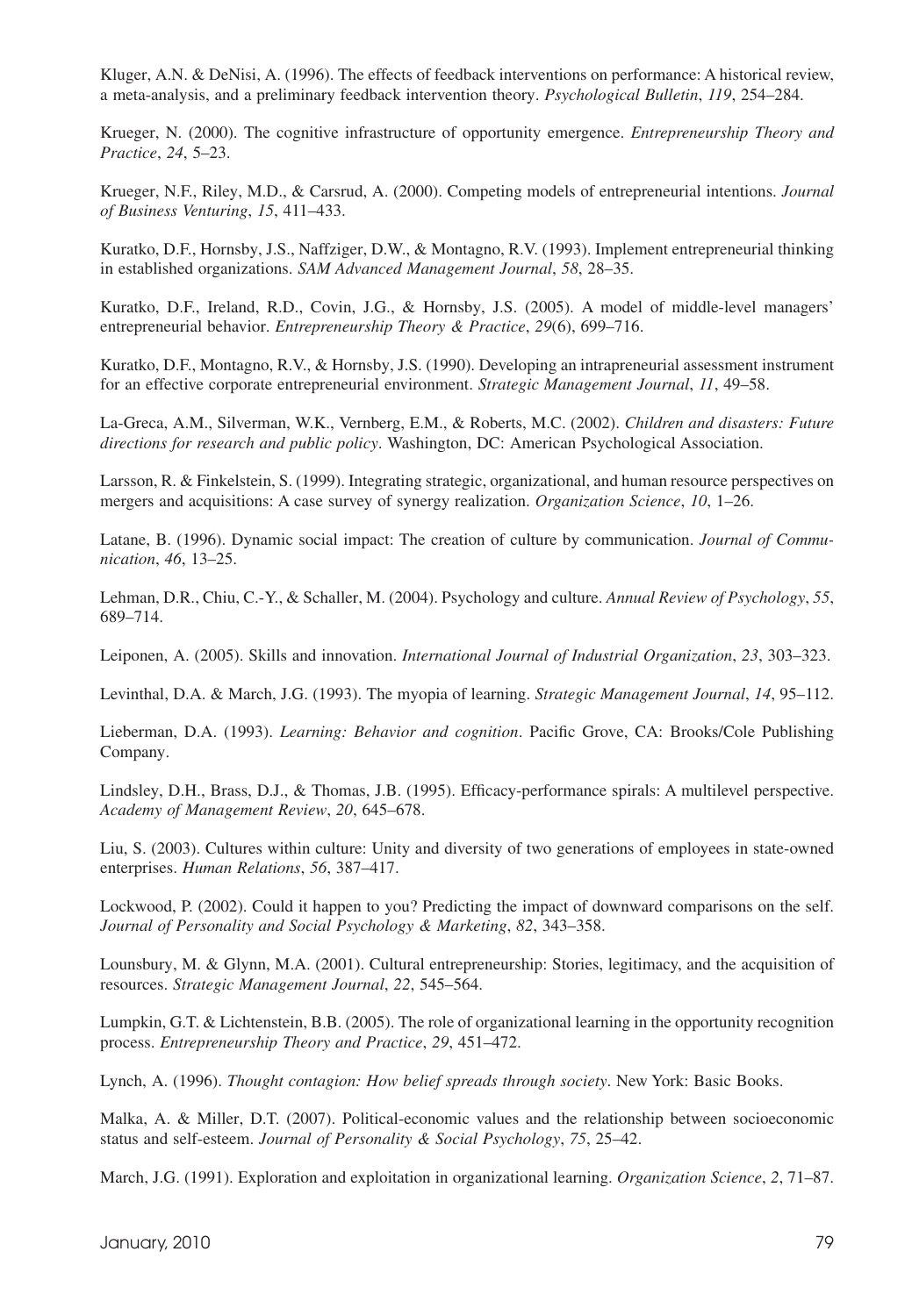Kluger, A.N. & DeNisi, A. (1996). The effects of feedback interventions on performance: A historical review, a meta-analysis, and a preliminary feedback intervention theory. *Psychological Bulletin*, *119*, 254–284.

Krueger, N. (2000). The cognitive infrastructure of opportunity emergence. *Entrepreneurship Theory and Practice*, *24*, 5–23.

Krueger, N.F., Riley, M.D., & Carsrud, A. (2000). Competing models of entrepreneurial intentions. *Journal of Business Venturing*, *15*, 411–433.

Kuratko, D.F., Hornsby, J.S., Naffziger, D.W., & Montagno, R.V. (1993). Implement entrepreneurial thinking in established organizations. *SAM Advanced Management Journal*, *58*, 28–35.

Kuratko, D.F., Ireland, R.D., Covin, J.G., & Hornsby, J.S. (2005). A model of middle-level managers' entrepreneurial behavior. *Entrepreneurship Theory & Practice*, *29*(6), 699–716.

Kuratko, D.F., Montagno, R.V., & Hornsby, J.S. (1990). Developing an intrapreneurial assessment instrument for an effective corporate entrepreneurial environment. *Strategic Management Journal*, *11*, 49–58.

La-Greca, A.M., Silverman, W.K., Vernberg, E.M., & Roberts, M.C. (2002). *Children and disasters: Future directions for research and public policy*. Washington, DC: American Psychological Association.

Larsson, R. & Finkelstein, S. (1999). Integrating strategic, organizational, and human resource perspectives on mergers and acquisitions: A case survey of synergy realization. *Organization Science*, *10*, 1–26.

Latane, B. (1996). Dynamic social impact: The creation of culture by communication. *Journal of Communication*, *46*, 13–25.

Lehman, D.R., Chiu, C.-Y., & Schaller, M. (2004). Psychology and culture. *Annual Review of Psychology*, *55*, 689–714.

Leiponen, A. (2005). Skills and innovation. *International Journal of Industrial Organization*, *23*, 303–323.

Levinthal, D.A. & March, J.G. (1993). The myopia of learning. *Strategic Management Journal*, *14*, 95–112.

Lieberman, D.A. (1993). *Learning: Behavior and cognition*. Pacific Grove, CA: Brooks/Cole Publishing Company.

Lindsley, D.H., Brass, D.J., & Thomas, J.B. (1995). Efficacy-performance spirals: A multilevel perspective. *Academy of Management Review*, *20*, 645–678.

Liu, S. (2003). Cultures within culture: Unity and diversity of two generations of employees in state-owned enterprises. *Human Relations*, *56*, 387–417.

Lockwood, P. (2002). Could it happen to you? Predicting the impact of downward comparisons on the self. *Journal of Personality and Social Psychology & Marketing*, *82*, 343–358.

Lounsbury, M. & Glynn, M.A. (2001). Cultural entrepreneurship: Stories, legitimacy, and the acquisition of resources. *Strategic Management Journal*, *22*, 545–564.

Lumpkin, G.T. & Lichtenstein, B.B. (2005). The role of organizational learning in the opportunity recognition process. *Entrepreneurship Theory and Practice*, *29*, 451–472.

Lynch, A. (1996). *Thought contagion: How belief spreads through society*. New York: Basic Books.

Malka, A. & Miller, D.T. (2007). Political-economic values and the relationship between socioeconomic status and self-esteem. *Journal of Personality & Social Psychology*, *75*, 25–42.

March, J.G. (1991). Exploration and exploitation in organizational learning. *Organization Science*, *2*, 71–87.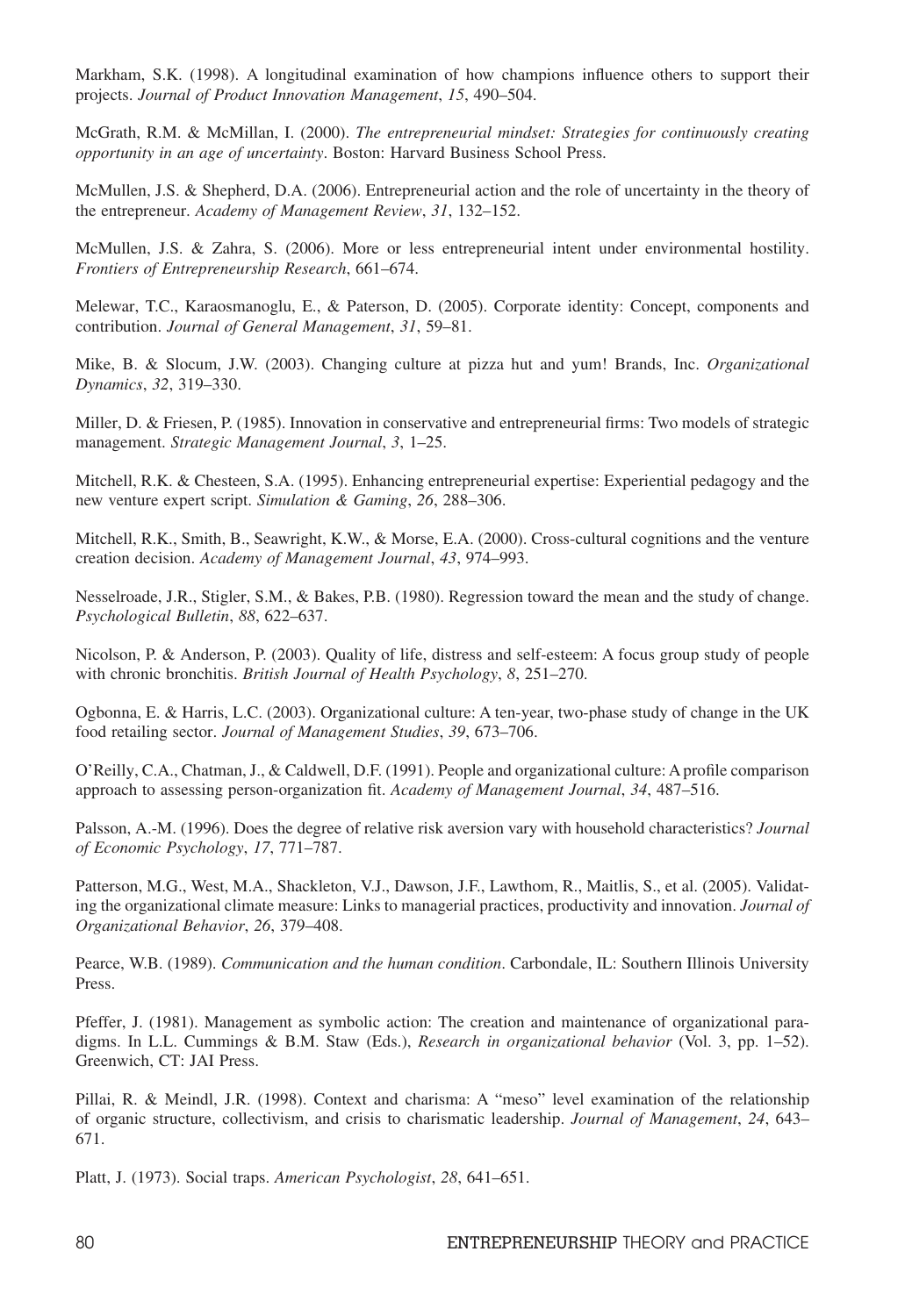Markham, S.K. (1998). A longitudinal examination of how champions influence others to support their projects. *Journal of Product Innovation Management*, *15*, 490–504.

McGrath, R.M. & McMillan, I. (2000). *The entrepreneurial mindset: Strategies for continuously creating opportunity in an age of uncertainty*. Boston: Harvard Business School Press.

McMullen, J.S. & Shepherd, D.A. (2006). Entrepreneurial action and the role of uncertainty in the theory of the entrepreneur. *Academy of Management Review*, *31*, 132–152.

McMullen, J.S. & Zahra, S. (2006). More or less entrepreneurial intent under environmental hostility. *Frontiers of Entrepreneurship Research*, 661–674.

Melewar, T.C., Karaosmanoglu, E., & Paterson, D. (2005). Corporate identity: Concept, components and contribution. *Journal of General Management*, *31*, 59–81.

Mike, B. & Slocum, J.W. (2003). Changing culture at pizza hut and yum! Brands, Inc. *Organizational Dynamics*, *32*, 319–330.

Miller, D. & Friesen, P. (1985). Innovation in conservative and entrepreneurial firms: Two models of strategic management. *Strategic Management Journal*, *3*, 1–25.

Mitchell, R.K. & Chesteen, S.A. (1995). Enhancing entrepreneurial expertise: Experiential pedagogy and the new venture expert script. *Simulation & Gaming*, *26*, 288–306.

Mitchell, R.K., Smith, B., Seawright, K.W., & Morse, E.A. (2000). Cross-cultural cognitions and the venture creation decision. *Academy of Management Journal*, *43*, 974–993.

Nesselroade, J.R., Stigler, S.M., & Bakes, P.B. (1980). Regression toward the mean and the study of change. *Psychological Bulletin*, *88*, 622–637.

Nicolson, P. & Anderson, P. (2003). Quality of life, distress and self-esteem: A focus group study of people with chronic bronchitis. *British Journal of Health Psychology*, *8*, 251–270.

Ogbonna, E. & Harris, L.C. (2003). Organizational culture: A ten-year, two-phase study of change in the UK food retailing sector. *Journal of Management Studies*, *39*, 673–706.

O'Reilly, C.A., Chatman, J., & Caldwell, D.F. (1991). People and organizational culture: A profile comparison approach to assessing person-organization fit. *Academy of Management Journal*, *34*, 487–516.

Palsson, A.-M. (1996). Does the degree of relative risk aversion vary with household characteristics? *Journal of Economic Psychology*, *17*, 771–787.

Patterson, M.G., West, M.A., Shackleton, V.J., Dawson, J.F., Lawthom, R., Maitlis, S., et al. (2005). Validating the organizational climate measure: Links to managerial practices, productivity and innovation. *Journal of Organizational Behavior*, *26*, 379–408.

Pearce, W.B. (1989). *Communication and the human condition*. Carbondale, IL: Southern Illinois University Press.

Pfeffer, J. (1981). Management as symbolic action: The creation and maintenance of organizational paradigms. In L.L. Cummings & B.M. Staw (Eds.), *Research in organizational behavior* (Vol. 3, pp. 1–52). Greenwich, CT: JAI Press.

Pillai, R. & Meindl, J.R. (1998). Context and charisma: A "meso" level examination of the relationship of organic structure, collectivism, and crisis to charismatic leadership. *Journal of Management*, *24*, 643–671.

Platt, J. (1973). Social traps. *American Psychologist*, *28*, 641–651.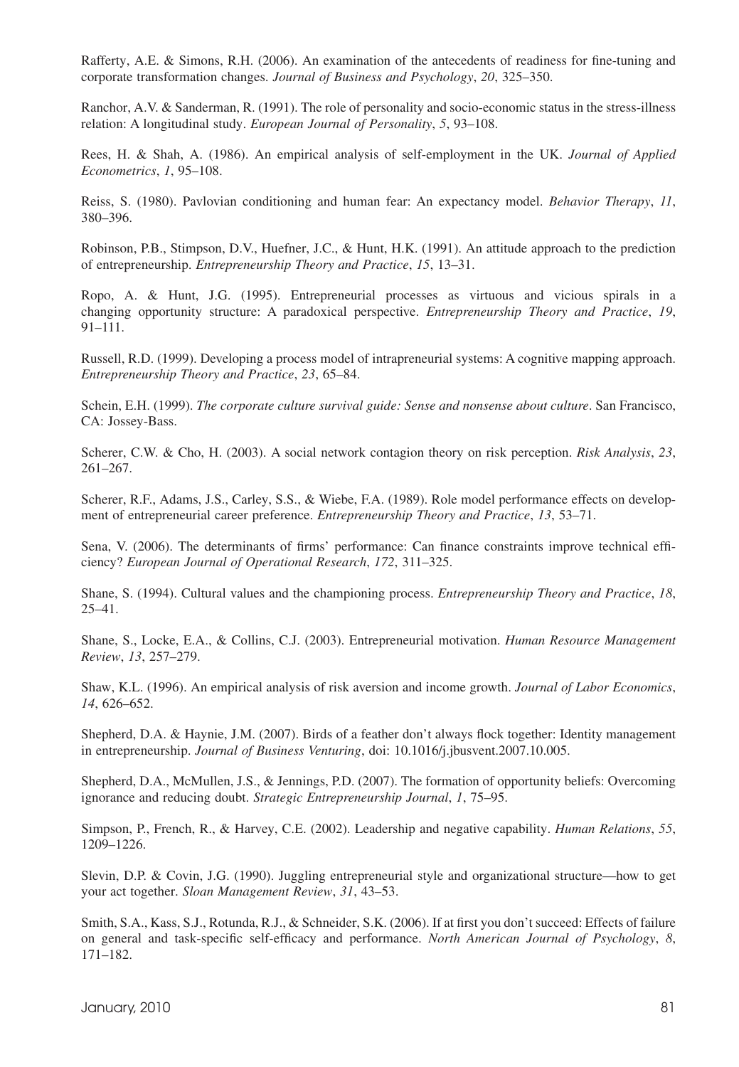Rafferty, A.E. & Simons, R.H. (2006). An examination of the antecedents of readiness for fine-tuning and corporate transformation changes. *Journal of Business and Psychology*, *20*, 325–350.

Ranchor, A.V. & Sanderman, R. (1991). The role of personality and socio-economic status in the stress-illness relation: A longitudinal study. *European Journal of Personality*, *5*, 93–108.

Rees, H. & Shah, A. (1986). An empirical analysis of self-employment in the UK. *Journal of Applied Econometrics*, *1*, 95–108.

Reiss, S. (1980). Pavlovian conditioning and human fear: An expectancy model. *Behavior Therapy*, *11*, 380–396.

Robinson, P.B., Stimpson, D.V., Huefner, J.C., & Hunt, H.K. (1991). An attitude approach to the prediction of entrepreneurship. *Entrepreneurship Theory and Practice*, *15*, 13–31.

Ropo, A. & Hunt, J.G. (1995). Entrepreneurial processes as virtuous and vicious spirals in a changing opportunity structure: A paradoxical perspective. *Entrepreneurship Theory and Practice*, *19*, 91–111.

Russell, R.D. (1999). Developing a process model of intrapreneurial systems: A cognitive mapping approach. *Entrepreneurship Theory and Practice*, *23*, 65–84.

Schein, E.H. (1999). *The corporate culture survival guide: Sense and nonsense about culture*. San Francisco, CA: Jossey-Bass.

Scherer, C.W. & Cho, H. (2003). A social network contagion theory on risk perception. *Risk Analysis*, *23*, 261–267.

Scherer, R.F., Adams, J.S., Carley, S.S., & Wiebe, F.A. (1989). Role model performance effects on development of entrepreneurial career preference. *Entrepreneurship Theory and Practice*, *13*, 53–71.

Sena, V. (2006). The determinants of firms' performance: Can finance constraints improve technical efficiency? *European Journal of Operational Research*, *172*, 311–325.

Shane, S. (1994). Cultural values and the championing process. *Entrepreneurship Theory and Practice*, *18*, 25–41.

Shane, S., Locke, E.A., & Collins, C.J. (2003). Entrepreneurial motivation. *Human Resource Management Review*, *13*, 257–279.

Shaw, K.L. (1996). An empirical analysis of risk aversion and income growth. *Journal of Labor Economics*, *14*, 626–652.

Shepherd, D.A. & Haynie, J.M. (2007). Birds of a feather don't always flock together: Identity management in entrepreneurship. *Journal of Business Venturing*, doi: 10.1016/j.jbusvent.2007.10.005.

Shepherd, D.A., McMullen, J.S., & Jennings, P.D. (2007). The formation of opportunity beliefs: Overcoming ignorance and reducing doubt. *Strategic Entrepreneurship Journal*, *1*, 75–95.

Simpson, P., French, R., & Harvey, C.E. (2002). Leadership and negative capability. *Human Relations*, *55*, 1209–1226.

Slevin, D.P. & Covin, J.G. (1990). Juggling entrepreneurial style and organizational structure—how to get your act together. *Sloan Management Review*, *31*, 43–53.

Smith, S.A., Kass, S.J., Rotunda, R.J., & Schneider, S.K. (2006). If at first you don't succeed: Effects of failure on general and task-specific self-efficacy and performance. *North American Journal of Psychology*, *8*, 171–182.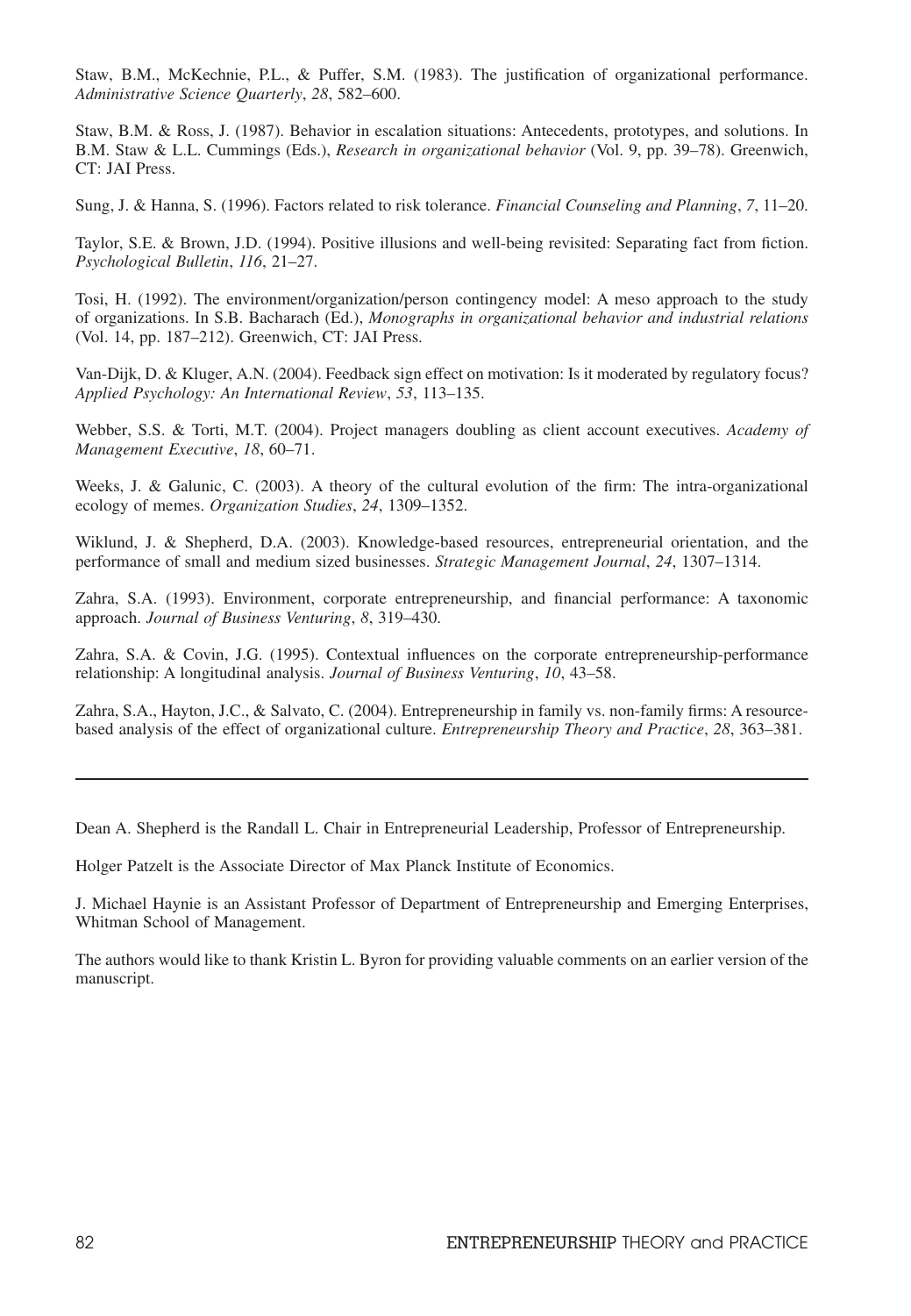Staw, B.M., McKechnie, P.L., & Puffer, S.M. (1983). The justification of organizational performance. *Administrative Science Quarterly*, *28*, 582–600.

Staw, B.M. & Ross, J. (1987). Behavior in escalation situations: Antecedents, prototypes, and solutions. In B.M. Staw & L.L. Cummings (Eds.), *Research in organizational behavior* (Vol. 9, pp. 39–78). Greenwich, CT: JAI Press.

Sung, J. & Hanna, S. (1996). Factors related to risk tolerance. *Financial Counseling and Planning*, *7*, 11–20.

Taylor, S.E. & Brown, J.D. (1994). Positive illusions and well-being revisited: Separating fact from fiction. *Psychological Bulletin*, *116*, 21–27.

Tosi, H. (1992). The environment/organization/person contingency model: A meso approach to the study of organizations. In S.B. Bacharach (Ed.), *Monographs in organizational behavior and industrial relations* (Vol. 14, pp. 187–212). Greenwich, CT: JAI Press.

Van-Dijk, D. & Kluger, A.N. (2004). Feedback sign effect on motivation: Is it moderated by regulatory focus? *Applied Psychology: An International Review*, *53*, 113–135.

Webber, S.S. & Torti, M.T. (2004). Project managers doubling as client account executives. *Academy of Management Executive*, *18*, 60–71.

Weeks, J. & Galunic, C. (2003). A theory of the cultural evolution of the firm: The intra-organizational ecology of memes. *Organization Studies*, *24*, 1309–1352.

Wiklund, J. & Shepherd, D.A. (2003). Knowledge-based resources, entrepreneurial orientation, and the performance of small and medium sized businesses. *Strategic Management Journal*, *24*, 1307–1314.

Zahra, S.A. (1993). Environment, corporate entrepreneurship, and financial performance: A taxonomic approach. *Journal of Business Venturing*, *8*, 319–430.

Zahra, S.A. & Covin, J.G. (1995). Contextual influences on the corporate entrepreneurship-performance relationship: A longitudinal analysis. *Journal of Business Venturing*, *10*, 43–58.

Zahra, S.A., Hayton, J.C., & Salvato, C. (2004). Entrepreneurship in family vs. non-family firms: A resource-based analysis of the effect of organizational culture. *Entrepreneurship Theory and Practice*, *28*, 363–381.

---

Dean A. Shepherd is the Randall L. Chair in Entrepreneurial Leadership, Professor of Entrepreneurship.

Holger Patzelt is the Associate Director of Max Planck Institute of Economics.

J. Michael Haynie is an Assistant Professor of Department of Entrepreneurship and Emerging Enterprises, Whitman School of Management.

The authors would like to thank Kristin L. Byron for providing valuable comments on an earlier version of the manuscript.